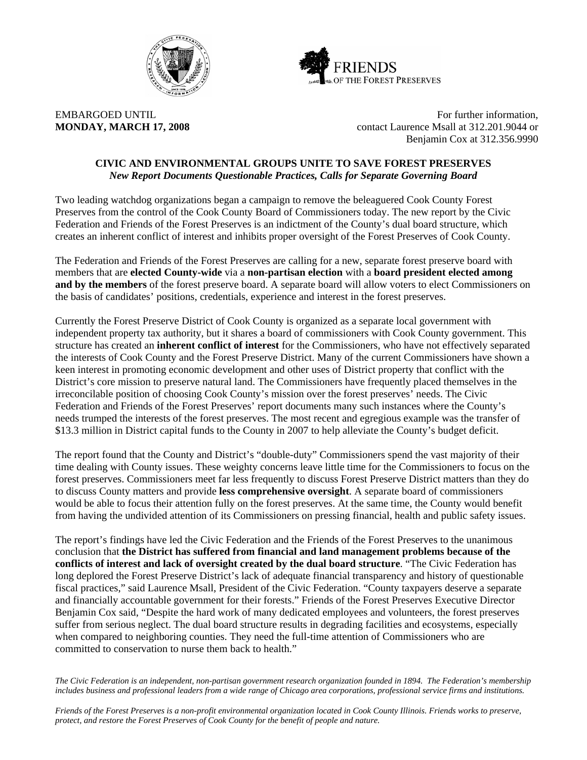EMBARGOED UNTIL
**MONDAY, MARCH 17, 2008**

For further information,
contact Laurence Msall at 312.201.9044 or
Benjamin Cox at 312.356.9990

# CIVIC AND ENVIRONMENTAL GROUPS UNITE TO SAVE FOREST PRESERVES

***New Report Documents Questionable Practices, Calls for Separate Governing Board***

Two leading watchdog organizations began a campaign to remove the beleaguered Cook County Forest Preserves from the control of the Cook County Board of Commissioners today. The new report by the Civic Federation and Friends of the Forest Preserves is an indictment of the County's dual board structure, which creates an inherent conflict of interest and inhibits proper oversight of the Forest Preserves of Cook County.

The Federation and Friends of the Forest Preserves are calling for a new, separate forest preserve board with members that are **elected County-wide** via a **non-partisan election** with a **board president elected among and by the members** of the forest preserve board. A separate board will allow voters to elect Commissioners on the basis of candidates' positions, credentials, experience and interest in the forest preserves.

Currently the Forest Preserve District of Cook County is organized as a separate local government with independent property tax authority, but it shares a board of commissioners with Cook County government. This structure has created an **inherent conflict of interest** for the Commissioners, who have not effectively separated the interests of Cook County and the Forest Preserve District. Many of the current Commissioners have shown a keen interest in promoting economic development and other uses of District property that conflict with the District's core mission to preserve natural land. The Commissioners have frequently placed themselves in the irreconcilable position of choosing Cook County's mission over the forest preserves' needs. The Civic Federation and Friends of the Forest Preserves' report documents many such instances where the County's needs trumped the interests of the forest preserves. The most recent and egregious example was the transfer of $13.3 million in District capital funds to the County in 2007 to help alleviate the County's budget deficit.

The report found that the County and District's "double-duty" Commissioners spend the vast majority of their time dealing with County issues. These weighty concerns leave little time for the Commissioners to focus on the forest preserves. Commissioners meet far less frequently to discuss Forest Preserve District matters than they do to discuss County matters and provide **less comprehensive oversight**. A separate board of commissioners would be able to focus their attention fully on the forest preserves. At the same time, the County would benefit from having the undivided attention of its Commissioners on pressing financial, health and public safety issues.

The report's findings have led the Civic Federation and the Friends of the Forest Preserves to the unanimous conclusion that **the District has suffered from financial and land management problems because of the conflicts of interest and lack of oversight created by the dual board structure**. "The Civic Federation has long deplored the Forest Preserve District's lack of adequate financial transparency and history of questionable fiscal practices," said Laurence Msall, President of the Civic Federation. "County taxpayers deserve a separate and financially accountable government for their forests." Friends of the Forest Preserves Executive Director Benjamin Cox said, "Despite the hard work of many dedicated employees and volunteers, the forest preserves suffer from serious neglect. The dual board structure results in degrading facilities and ecosystems, especially when compared to neighboring counties. They need the full-time attention of Commissioners who are committed to conservation to nurse them back to health."

*The Civic Federation is an independent, non-partisan government research organization founded in 1894. The Federation's membership includes business and professional leaders from a wide range of Chicago area corporations, professional service firms and institutions.*

*Friends of the Forest Preserves is a non-profit environmental organization located in Cook County Illinois. Friends works to preserve, protect, and restore the Forest Preserves of Cook County for the benefit of people and nature.*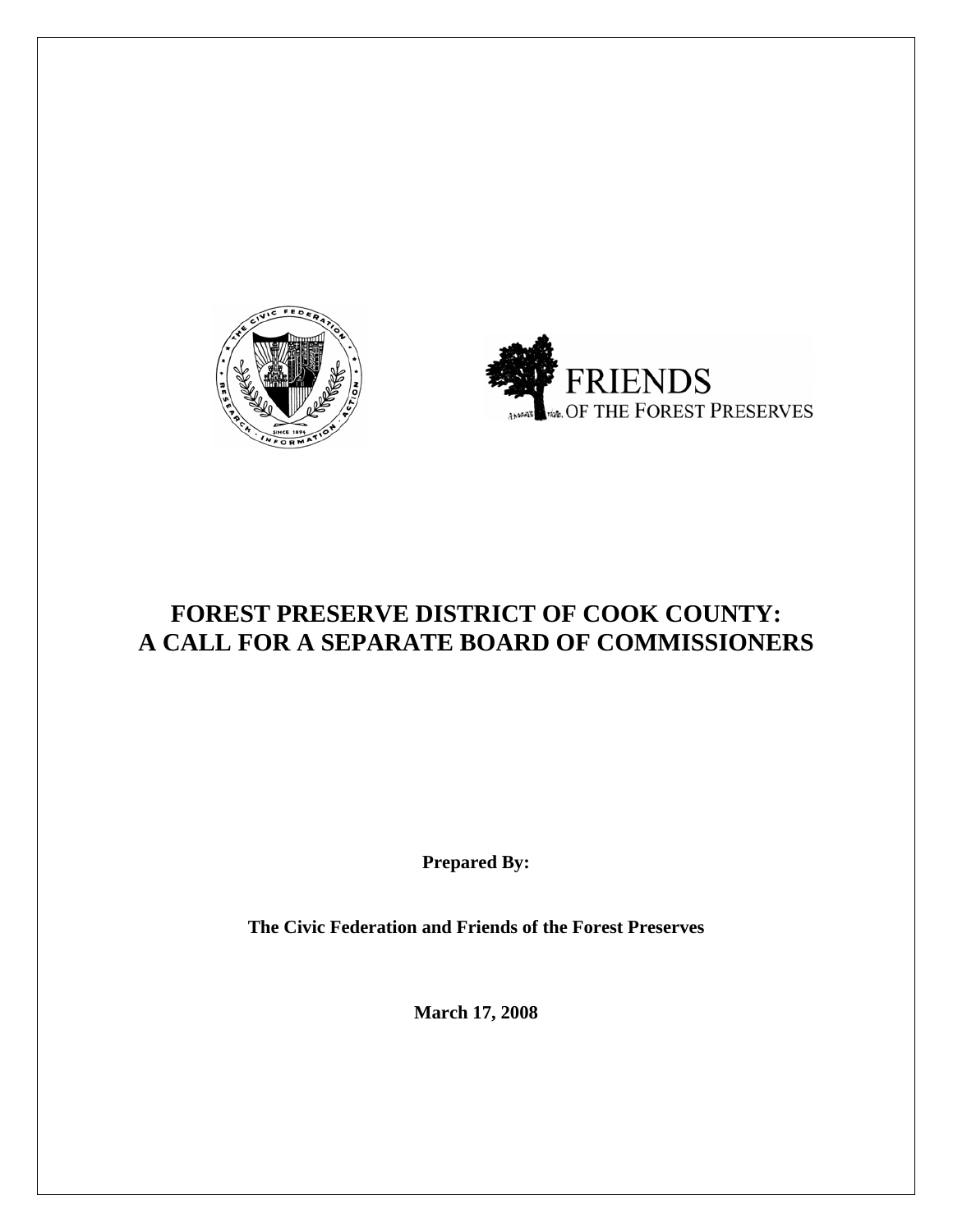# FOREST PRESERVE DISTRICT OF COOK COUNTY: A CALL FOR A SEPARATE BOARD OF COMMISSIONERS

**Prepared By:**

**The Civic Federation and Friends of the Forest Preserves**

**March 17, 2008**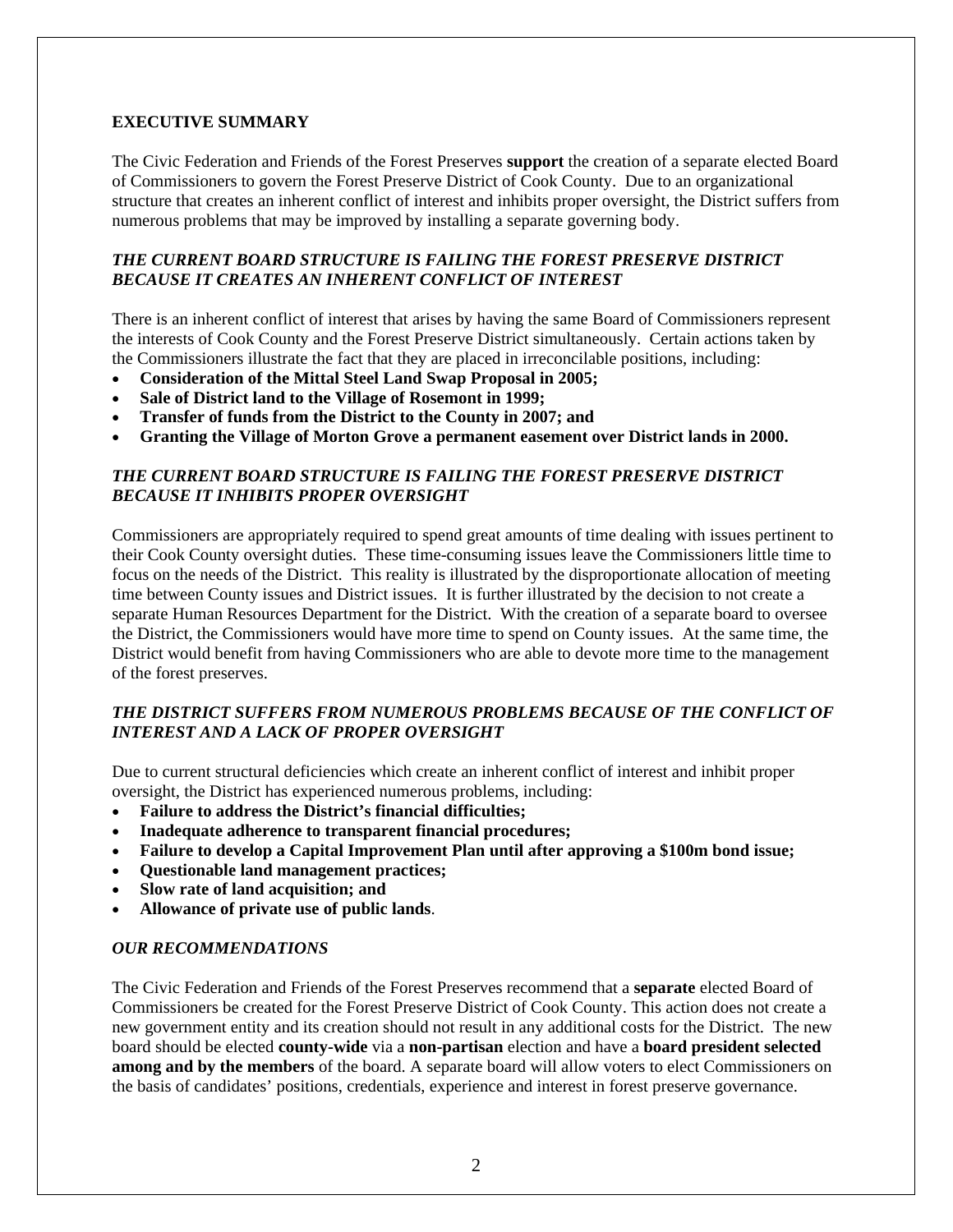## EXECUTIVE SUMMARY

The Civic Federation and Friends of the Forest Preserves **support** the creation of a separate elected Board of Commissioners to govern the Forest Preserve District of Cook County. Due to an organizational structure that creates an inherent conflict of interest and inhibits proper oversight, the District suffers from numerous problems that may be improved by installing a separate governing body.

### *THE CURRENT BOARD STRUCTURE IS FAILING THE FOREST PRESERVE DISTRICT BECAUSE IT CREATES AN INHERENT CONFLICT OF INTEREST*

There is an inherent conflict of interest that arises by having the same Board of Commissioners represent the interests of Cook County and the Forest Preserve District simultaneously. Certain actions taken by the Commissioners illustrate the fact that they are placed in irreconcilable positions, including:

- **Consideration of the Mittal Steel Land Swap Proposal in 2005;**
- **Sale of District land to the Village of Rosemont in 1999;**
- **Transfer of funds from the District to the County in 2007; and**
- **Granting the Village of Morton Grove a permanent easement over District lands in 2000.**

### *THE CURRENT BOARD STRUCTURE IS FAILING THE FOREST PRESERVE DISTRICT BECAUSE IT INHIBITS PROPER OVERSIGHT*

Commissioners are appropriately required to spend great amounts of time dealing with issues pertinent to their Cook County oversight duties. These time-consuming issues leave the Commissioners little time to focus on the needs of the District. This reality is illustrated by the disproportionate allocation of meeting time between County issues and District issues. It is further illustrated by the decision to not create a separate Human Resources Department for the District. With the creation of a separate board to oversee the District, the Commissioners would have more time to spend on County issues. At the same time, the District would benefit from having Commissioners who are able to devote more time to the management of the forest preserves.

### *THE DISTRICT SUFFERS FROM NUMEROUS PROBLEMS BECAUSE OF THE CONFLICT OF INTEREST AND A LACK OF PROPER OVERSIGHT*

Due to current structural deficiencies which create an inherent conflict of interest and inhibit proper oversight, the District has experienced numerous problems, including:

- **Failure to address the District's financial difficulties;**
- **Inadequate adherence to transparent financial procedures;**
- **Failure to develop a Capital Improvement Plan until after approving a $100m bond issue;**
- **Questionable land management practices;**
- **Slow rate of land acquisition; and**
- **Allowance of private use of public lands**.

### *OUR RECOMMENDATIONS*

The Civic Federation and Friends of the Forest Preserves recommend that a **separate** elected Board of Commissioners be created for the Forest Preserve District of Cook County. This action does not create a new government entity and its creation should not result in any additional costs for the District. The new board should be elected **county-wide** via a **non-partisan** election and have a **board president selected among and by the members** of the board. A separate board will allow voters to elect Commissioners on the basis of candidates' positions, credentials, experience and interest in forest preserve governance.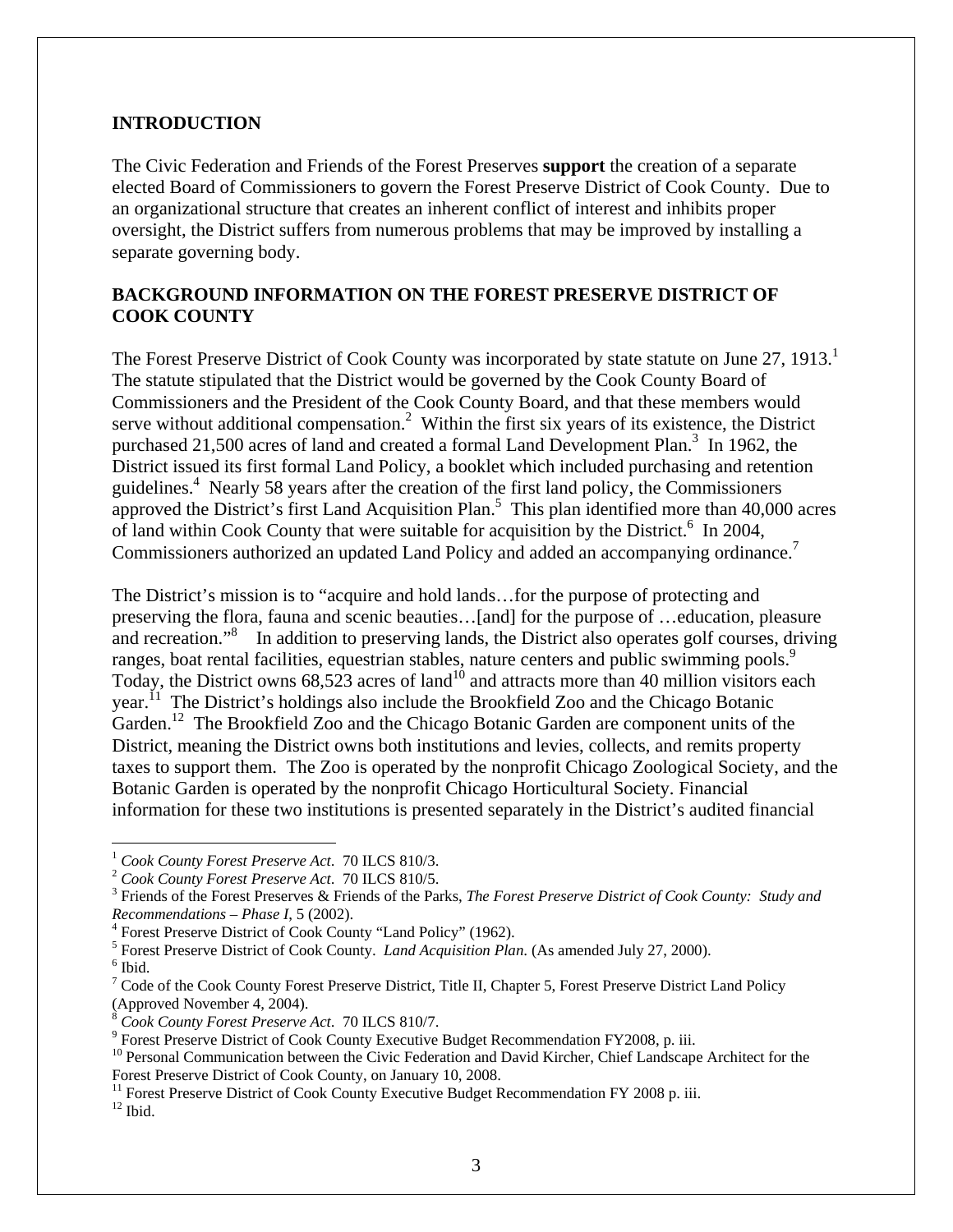## INTRODUCTION

The Civic Federation and Friends of the Forest Preserves **support** the creation of a separate elected Board of Commissioners to govern the Forest Preserve District of Cook County. Due to an organizational structure that creates an inherent conflict of interest and inhibits proper oversight, the District suffers from numerous problems that may be improved by installing a separate governing body.

## BACKGROUND INFORMATION ON THE FOREST PRESERVE DISTRICT OF COOK COUNTY

The Forest Preserve District of Cook County was incorporated by state statute on June 27, 1913.[1] The statute stipulated that the District would be governed by the Cook County Board of Commissioners and the President of the Cook County Board, and that these members would serve without additional compensation.[2] Within the first six years of its existence, the District purchased 21,500 acres of land and created a formal Land Development Plan.[3] In 1962, the District issued its first formal Land Policy, a booklet which included purchasing and retention guidelines.[4] Nearly 58 years after the creation of the first land policy, the Commissioners approved the District's first Land Acquisition Plan.[5] This plan identified more than 40,000 acres of land within Cook County that were suitable for acquisition by the District.[6] In 2004, Commissioners authorized an updated Land Policy and added an accompanying ordinance.[7]

The District's mission is to "acquire and hold lands…for the purpose of protecting and preserving the flora, fauna and scenic beauties…[and] for the purpose of …education, pleasure and recreation."[8] In addition to preserving lands, the District also operates golf courses, driving ranges, boat rental facilities, equestrian stables, nature centers and public swimming pools.[9] Today, the District owns 68,523 acres of land[10] and attracts more than 40 million visitors each year.[11] The District's holdings also include the Brookfield Zoo and the Chicago Botanic Garden.[12] The Brookfield Zoo and the Chicago Botanic Garden are component units of the District, meaning the District owns both institutions and levies, collects, and remits property taxes to support them. The Zoo is operated by the nonprofit Chicago Zoological Society, and the Botanic Garden is operated by the nonprofit Chicago Horticultural Society. Financial information for these two institutions is presented separately in the District's audited financial

---

[1] *Cook County Forest Preserve Act*. 70 ILCS 810/3.

[2] *Cook County Forest Preserve Act*. 70 ILCS 810/5.

[3] Friends of the Forest Preserves & Friends of the Parks, *The Forest Preserve District of Cook County: Study and Recommendations – Phase I*, 5 (2002).

[4] Forest Preserve District of Cook County "Land Policy" (1962).

[5] Forest Preserve District of Cook County. *Land Acquisition Plan*. (As amended July 27, 2000).

[6] Ibid.

[7] Code of the Cook County Forest Preserve District, Title II, Chapter 5, Forest Preserve District Land Policy (Approved November 4, 2004).

[8] *Cook County Forest Preserve Act*. 70 ILCS 810/7.

[9] Forest Preserve District of Cook County Executive Budget Recommendation FY2008, p. iii.

[10] Personal Communication between the Civic Federation and David Kircher, Chief Landscape Architect for the Forest Preserve District of Cook County, on January 10, 2008.

[11] Forest Preserve District of Cook County Executive Budget Recommendation FY 2008 p. iii.

[12] Ibid.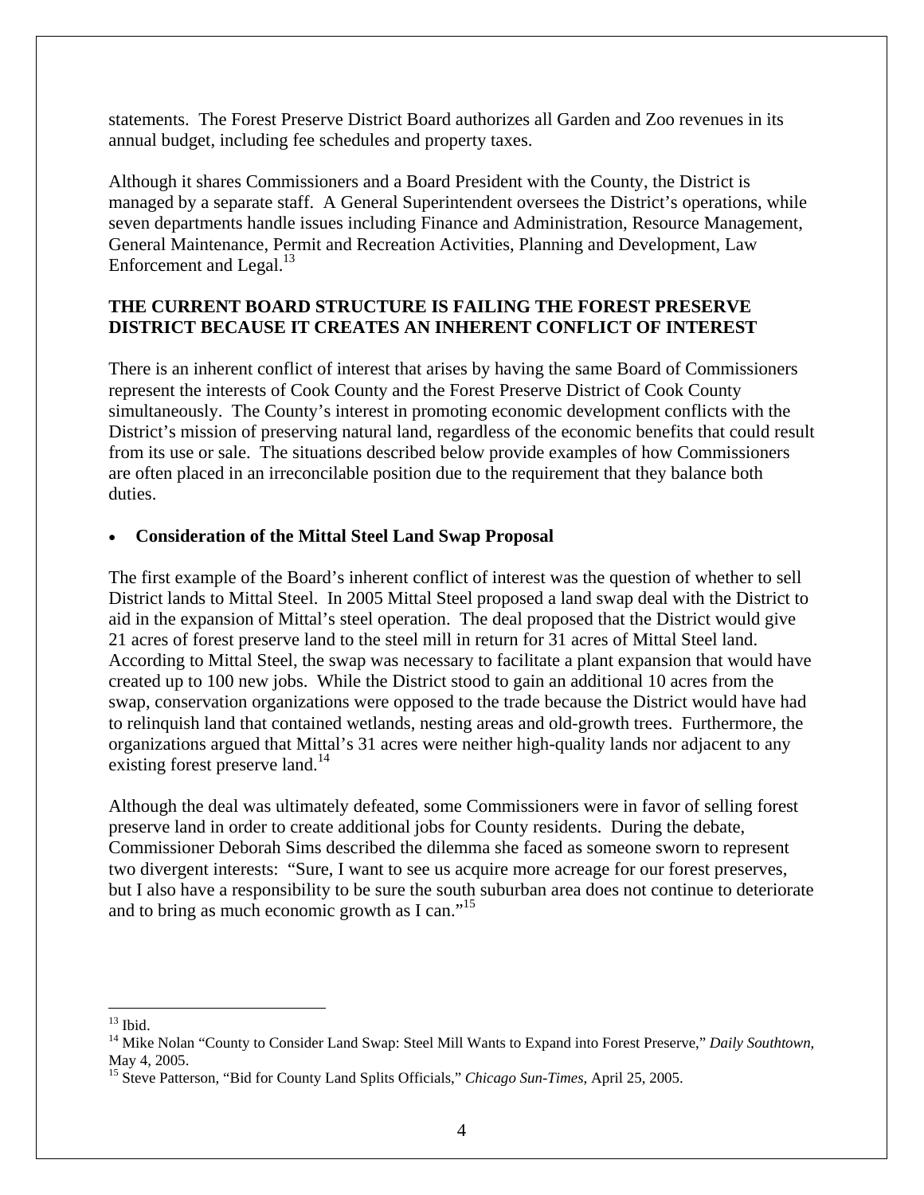statements. The Forest Preserve District Board authorizes all Garden and Zoo revenues in its annual budget, including fee schedules and property taxes.

Although it shares Commissioners and a Board President with the County, the District is managed by a separate staff. A General Superintendent oversees the District's operations, while seven departments handle issues including Finance and Administration, Resource Management, General Maintenance, Permit and Recreation Activities, Planning and Development, Law Enforcement and Legal.[13]

## THE CURRENT BOARD STRUCTURE IS FAILING THE FOREST PRESERVE DISTRICT BECAUSE IT CREATES AN INHERENT CONFLICT OF INTEREST

There is an inherent conflict of interest that arises by having the same Board of Commissioners represent the interests of Cook County and the Forest Preserve District of Cook County simultaneously. The County's interest in promoting economic development conflicts with the District's mission of preserving natural land, regardless of the economic benefits that could result from its use or sale. The situations described below provide examples of how Commissioners are often placed in an irreconcilable position due to the requirement that they balance both duties.

- **Consideration of the Mittal Steel Land Swap Proposal**

The first example of the Board's inherent conflict of interest was the question of whether to sell District lands to Mittal Steel. In 2005 Mittal Steel proposed a land swap deal with the District to aid in the expansion of Mittal's steel operation. The deal proposed that the District would give 21 acres of forest preserve land to the steel mill in return for 31 acres of Mittal Steel land. According to Mittal Steel, the swap was necessary to facilitate a plant expansion that would have created up to 100 new jobs. While the District stood to gain an additional 10 acres from the swap, conservation organizations were opposed to the trade because the District would have had to relinquish land that contained wetlands, nesting areas and old-growth trees. Furthermore, the organizations argued that Mittal's 31 acres were neither high-quality lands nor adjacent to any existing forest preserve land.[14]

Although the deal was ultimately defeated, some Commissioners were in favor of selling forest preserve land in order to create additional jobs for County residents. During the debate, Commissioner Deborah Sims described the dilemma she faced as someone sworn to represent two divergent interests: "Sure, I want to see us acquire more acreage for our forest preserves, but I also have a responsibility to be sure the south suburban area does not continue to deteriorate and to bring as much economic growth as I can."[15]

---

[13] Ibid.

[14] Mike Nolan "County to Consider Land Swap: Steel Mill Wants to Expand into Forest Preserve," *Daily Southtown*, May 4, 2005.

[15] Steve Patterson, "Bid for County Land Splits Officials," *Chicago Sun-Times*, April 25, 2005.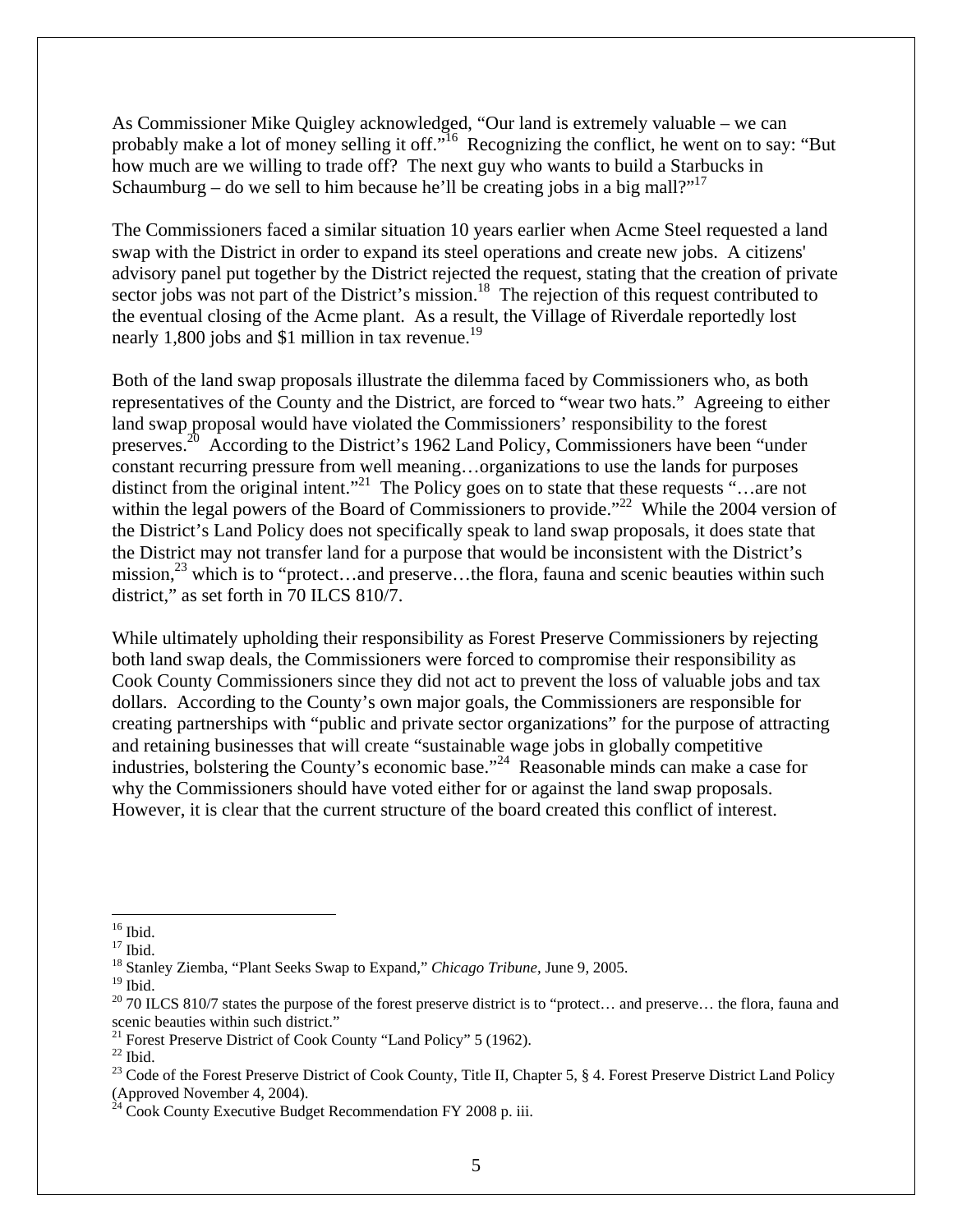As Commissioner Mike Quigley acknowledged, "Our land is extremely valuable – we can probably make a lot of money selling it off."[16] Recognizing the conflict, he went on to say: "But how much are we willing to trade off? The next guy who wants to build a Starbucks in Schaumburg – do we sell to him because he'll be creating jobs in a big mall?"[17]

The Commissioners faced a similar situation 10 years earlier when Acme Steel requested a land swap with the District in order to expand its steel operations and create new jobs. A citizens' advisory panel put together by the District rejected the request, stating that the creation of private sector jobs was not part of the District's mission.[18] The rejection of this request contributed to the eventual closing of the Acme plant. As a result, the Village of Riverdale reportedly lost nearly 1,800 jobs and $1 million in tax revenue.[19]

Both of the land swap proposals illustrate the dilemma faced by Commissioners who, as both representatives of the County and the District, are forced to "wear two hats." Agreeing to either land swap proposal would have violated the Commissioners' responsibility to the forest preserves.[20] According to the District's 1962 Land Policy, Commissioners have been "under constant recurring pressure from well meaning…organizations to use the lands for purposes distinct from the original intent."[21] The Policy goes on to state that these requests "…are not within the legal powers of the Board of Commissioners to provide."[22] While the 2004 version of the District's Land Policy does not specifically speak to land swap proposals, it does state that the District may not transfer land for a purpose that would be inconsistent with the District's mission,[23] which is to "protect…and preserve…the flora, fauna and scenic beauties within such district," as set forth in 70 ILCS 810/7.

While ultimately upholding their responsibility as Forest Preserve Commissioners by rejecting both land swap deals, the Commissioners were forced to compromise their responsibility as Cook County Commissioners since they did not act to prevent the loss of valuable jobs and tax dollars. According to the County's own major goals, the Commissioners are responsible for creating partnerships with "public and private sector organizations" for the purpose of attracting and retaining businesses that will create "sustainable wage jobs in globally competitive industries, bolstering the County's economic base."[24] Reasonable minds can make a case for why the Commissioners should have voted either for or against the land swap proposals. However, it is clear that the current structure of the board created this conflict of interest.

---

[16] Ibid.

[17] Ibid.

[18] Stanley Ziemba, "Plant Seeks Swap to Expand," *Chicago Tribune*, June 9, 2005.

[19] Ibid.

[20] 70 ILCS 810/7 states the purpose of the forest preserve district is to "protect… and preserve… the flora, fauna and scenic beauties within such district."

[21] Forest Preserve District of Cook County "Land Policy" 5 (1962).

[22] Ibid.

[23] Code of the Forest Preserve District of Cook County, Title II, Chapter 5, § 4. Forest Preserve District Land Policy (Approved November 4, 2004).

[24] Cook County Executive Budget Recommendation FY 2008 p. iii.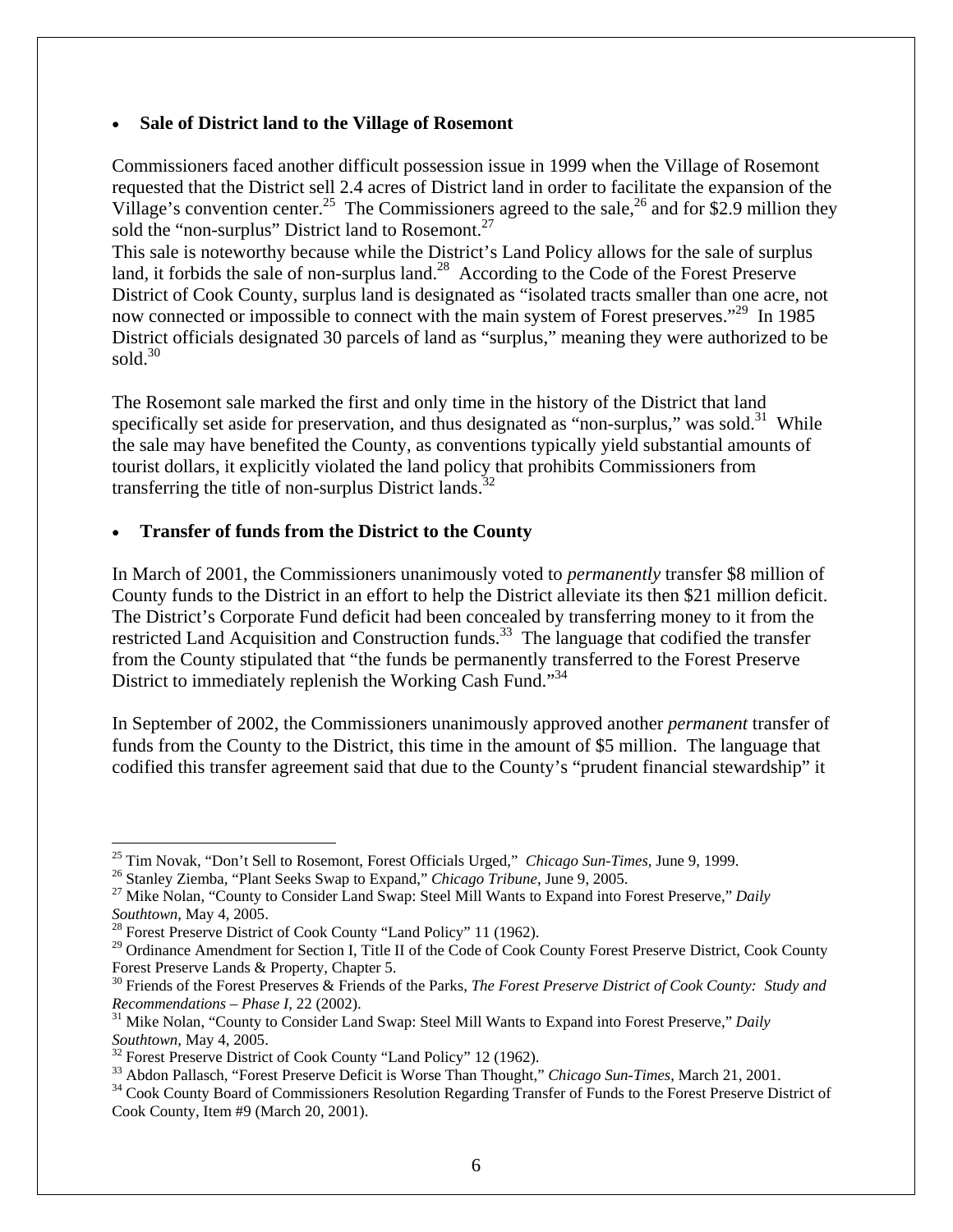- **Sale of District land to the Village of Rosemont**

Commissioners faced another difficult possession issue in 1999 when the Village of Rosemont requested that the District sell 2.4 acres of District land in order to facilitate the expansion of the Village's convention center.[25] The Commissioners agreed to the sale,[26] and for $2.9 million they sold the "non-surplus" District land to Rosemont.[27]

This sale is noteworthy because while the District's Land Policy allows for the sale of surplus land, it forbids the sale of non-surplus land.[28] According to the Code of the Forest Preserve District of Cook County, surplus land is designated as "isolated tracts smaller than one acre, not now connected or impossible to connect with the main system of Forest preserves."[29] In 1985 District officials designated 30 parcels of land as "surplus," meaning they were authorized to be sold.[30]

The Rosemont sale marked the first and only time in the history of the District that land specifically set aside for preservation, and thus designated as "non-surplus," was sold.[31] While the sale may have benefited the County, as conventions typically yield substantial amounts of tourist dollars, it explicitly violated the land policy that prohibits Commissioners from transferring the title of non-surplus District lands.[32]

- **Transfer of funds from the District to the County**

In March of 2001, the Commissioners unanimously voted to *permanently* transfer $8 million of County funds to the District in an effort to help the District alleviate its then $21 million deficit. The District's Corporate Fund deficit had been concealed by transferring money to it from the restricted Land Acquisition and Construction funds.[33] The language that codified the transfer from the County stipulated that "the funds be permanently transferred to the Forest Preserve District to immediately replenish the Working Cash Fund."[34]

In September of 2002, the Commissioners unanimously approved another *permanent* transfer of funds from the County to the District, this time in the amount of $5 million. The language that codified this transfer agreement said that due to the County's "prudent financial stewardship" it

---

[25] Tim Novak, "Don't Sell to Rosemont, Forest Officials Urged," *Chicago Sun-Times*, June 9, 1999.

[26] Stanley Ziemba, "Plant Seeks Swap to Expand," *Chicago Tribune*, June 9, 2005.

[27] Mike Nolan, "County to Consider Land Swap: Steel Mill Wants to Expand into Forest Preserve," *Daily Southtown*, May 4, 2005.

[28] Forest Preserve District of Cook County "Land Policy" 11 (1962).

[29] Ordinance Amendment for Section I, Title II of the Code of Cook County Forest Preserve District, Cook County Forest Preserve Lands & Property, Chapter 5.

[30] Friends of the Forest Preserves & Friends of the Parks, *The Forest Preserve District of Cook County: Study and Recommendations – Phase I*, 22 (2002).

[31] Mike Nolan, "County to Consider Land Swap: Steel Mill Wants to Expand into Forest Preserve," *Daily Southtown*, May 4, 2005.

[32] Forest Preserve District of Cook County "Land Policy" 12 (1962).

[33] Abdon Pallasch, "Forest Preserve Deficit is Worse Than Thought," *Chicago Sun-Times*, March 21, 2001.

[34] Cook County Board of Commissioners Resolution Regarding Transfer of Funds to the Forest Preserve District of Cook County, Item #9 (March 20, 2001).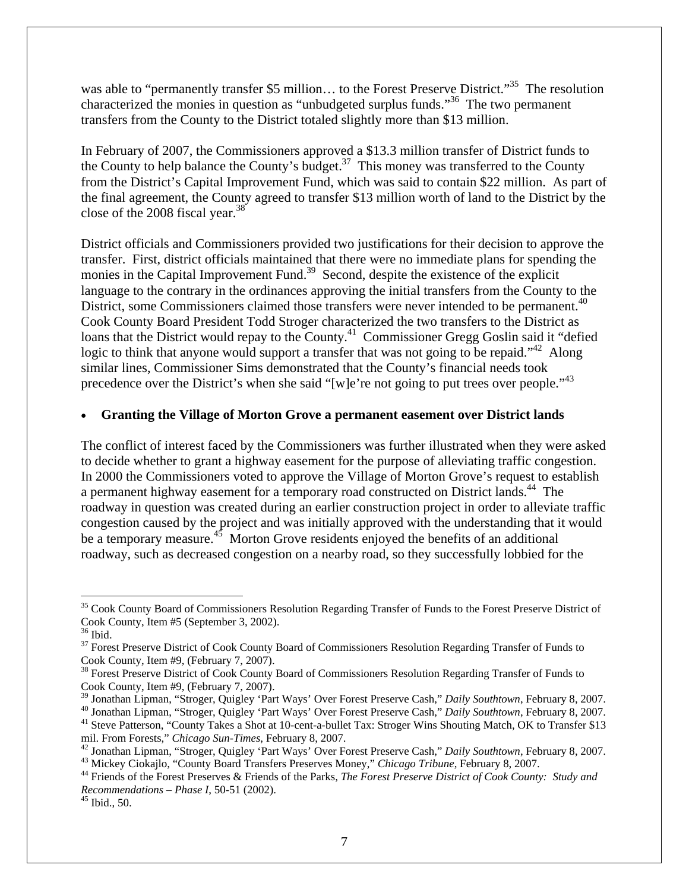was able to "permanently transfer $5 million… to the Forest Preserve District."[35] The resolution characterized the monies in question as "unbudgeted surplus funds."[36] The two permanent transfers from the County to the District totaled slightly more than $13 million.

In February of 2007, the Commissioners approved a $13.3 million transfer of District funds to the County to help balance the County's budget.[37] This money was transferred to the County from the District's Capital Improvement Fund, which was said to contain $22 million. As part of the final agreement, the County agreed to transfer $13 million worth of land to the District by the close of the 2008 fiscal year.[38]

District officials and Commissioners provided two justifications for their decision to approve the transfer. First, district officials maintained that there were no immediate plans for spending the monies in the Capital Improvement Fund.[39] Second, despite the existence of the explicit language to the contrary in the ordinances approving the initial transfers from the County to the District, some Commissioners claimed those transfers were never intended to be permanent.[40] Cook County Board President Todd Stroger characterized the two transfers to the District as loans that the District would repay to the County.[41] Commissioner Gregg Goslin said it "defied logic to think that anyone would support a transfer that was not going to be repaid."[42] Along similar lines, Commissioner Sims demonstrated that the County's financial needs took precedence over the District's when she said "[w]e're not going to put trees over people."[43]

- **Granting the Village of Morton Grove a permanent easement over District lands**

The conflict of interest faced by the Commissioners was further illustrated when they were asked to decide whether to grant a highway easement for the purpose of alleviating traffic congestion. In 2000 the Commissioners voted to approve the Village of Morton Grove's request to establish a permanent highway easement for a temporary road constructed on District lands.[44] The roadway in question was created during an earlier construction project in order to alleviate traffic congestion caused by the project and was initially approved with the understanding that it would be a temporary measure.[45] Morton Grove residents enjoyed the benefits of an additional roadway, such as decreased congestion on a nearby road, so they successfully lobbied for the

---

[35] Cook County Board of Commissioners Resolution Regarding Transfer of Funds to the Forest Preserve District of Cook County, Item #5 (September 3, 2002).

[36] Ibid.

[37] Forest Preserve District of Cook County Board of Commissioners Resolution Regarding Transfer of Funds to Cook County, Item #9, (February 7, 2007).

[38] Forest Preserve District of Cook County Board of Commissioners Resolution Regarding Transfer of Funds to Cook County, Item #9, (February 7, 2007).

[39] Jonathan Lipman, "Stroger, Quigley 'Part Ways' Over Forest Preserve Cash," *Daily Southtown*, February 8, 2007.

[40] Jonathan Lipman, "Stroger, Quigley 'Part Ways' Over Forest Preserve Cash," *Daily Southtown*, February 8, 2007.

[41] Steve Patterson, "County Takes a Shot at 10-cent-a-bullet Tax: Stroger Wins Shouting Match, OK to Transfer $13 mil. From Forests," *Chicago Sun-Times*, February 8, 2007.

[42] Jonathan Lipman, "Stroger, Quigley 'Part Ways' Over Forest Preserve Cash," *Daily Southtown*, February 8, 2007.

[43] Mickey Ciokajlo, "County Board Transfers Preserves Money," *Chicago Tribune*, February 8, 2007.

[44] Friends of the Forest Preserves & Friends of the Parks, *The Forest Preserve District of Cook County: Study and Recommendations – Phase I*, 50-51 (2002).

[45] Ibid., 50.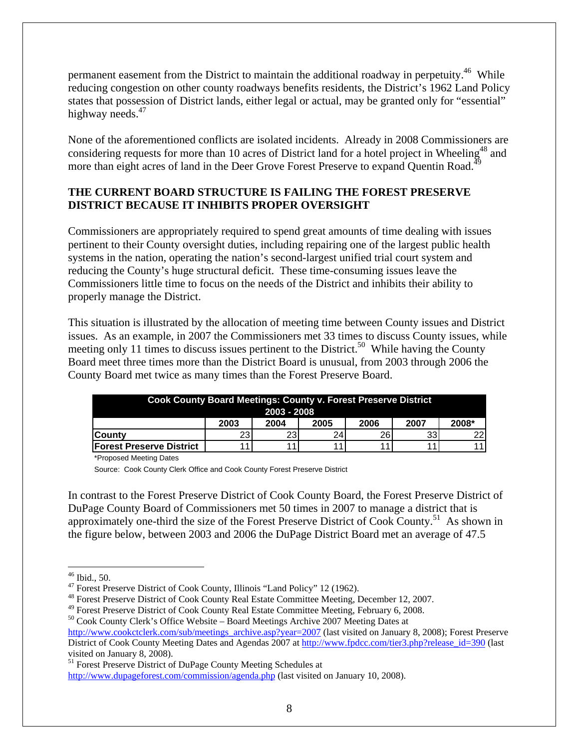permanent easement from the District to maintain the additional roadway in perpetuity.[46] While reducing congestion on other county roadways benefits residents, the District's 1962 Land Policy states that possession of District lands, either legal or actual, may be granted only for "essential" highway needs.[47]

None of the aforementioned conflicts are isolated incidents. Already in 2008 Commissioners are considering requests for more than 10 acres of District land for a hotel project in Wheeling[48] and more than eight acres of land in the Deer Grove Forest Preserve to expand Quentin Road.[49]

## THE CURRENT BOARD STRUCTURE IS FAILING THE FOREST PRESERVE DISTRICT BECAUSE IT INHIBITS PROPER OVERSIGHT

Commissioners are appropriately required to spend great amounts of time dealing with issues pertinent to their County oversight duties, including repairing one of the largest public health systems in the nation, operating the nation's second-largest unified trial court system and reducing the County's huge structural deficit. These time-consuming issues leave the Commissioners little time to focus on the needs of the District and inhibits their ability to properly manage the District.

This situation is illustrated by the allocation of meeting time between County issues and District issues. As an example, in 2007 the Commissioners met 33 times to discuss County issues, while meeting only 11 times to discuss issues pertinent to the District.[50] While having the County Board meet three times more than the District Board is unusual, from 2003 through 2006 the County Board met twice as many times than the Forest Preserve Board.

**Cook County Board Meetings: County v. Forest Preserve District 2003 - 2008**

| | 2003 | 2004 | 2005 | 2006 | 2007 | 2008* |
|---|---|---|---|---|---|---|
| **County** | 23 | 23 | 24 | 26 | 33 | 22 |
| **Forest Preserve District** | 11 | 11 | 11 | 11 | 11 | 11 |

*Proposed Meeting Dates

Source: Cook County Clerk Office and Cook County Forest Preserve District

In contrast to the Forest Preserve District of Cook County Board, the Forest Preserve District of DuPage County Board of Commissioners met 50 times in 2007 to manage a district that is approximately one-third the size of the Forest Preserve District of Cook County.[51] As shown in the figure below, between 2003 and 2006 the DuPage District Board met an average of 47.5

---

[46] Ibid., 50.

[47] Forest Preserve District of Cook County, Illinois "Land Policy" 12 (1962).

[48] Forest Preserve District of Cook County Real Estate Committee Meeting, December 12, 2007.

[49] Forest Preserve District of Cook County Real Estate Committee Meeting, February 6, 2008.

[50] Cook County Clerk's Office Website – Board Meetings Archive 2007 Meeting Dates at http://www.cookctclerk.com/sub/meetings_archive.asp?year=2007 (last visited on January 8, 2008); Forest Preserve District of Cook County Meeting Dates and Agendas 2007 at http://www.fpdcc.com/tier3.php?release_id=390 (last visited on January 8, 2008).

[51] Forest Preserve District of DuPage County Meeting Schedules at http://www.dupageforest.com/commission/agenda.php (last visited on January 10, 2008).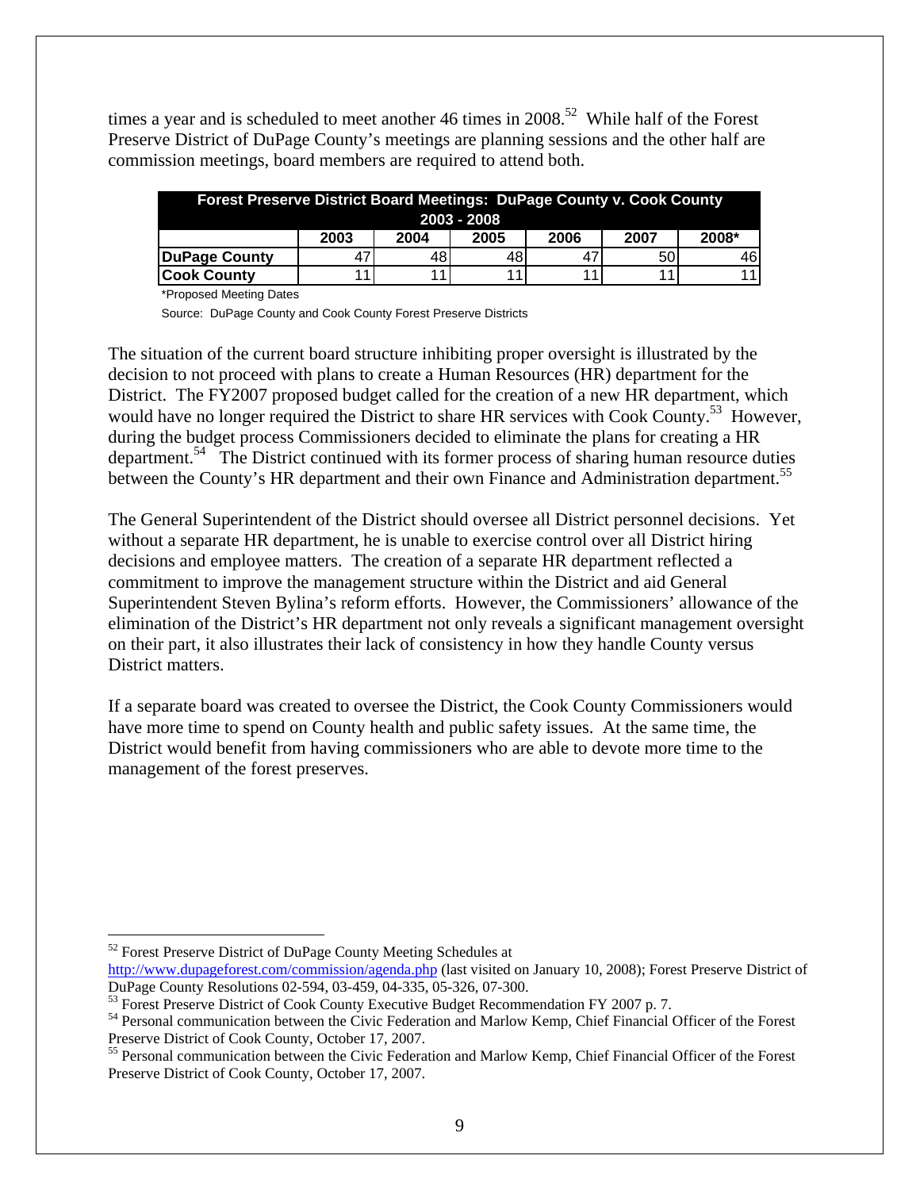times a year and is scheduled to meet another 46 times in 2008.[52] While half of the Forest Preserve District of DuPage County's meetings are planning sessions and the other half are commission meetings, board members are required to attend both.

| Forest Preserve District Board Meetings: DuPage County v. Cook County 2003 - 2008 | | | | | | |
|---|---|---|---|---|---|---|
| | 2003 | 2004 | 2005 | 2006 | 2007 | 2008* |
| **DuPage County** | 47 | 48 | 48 | 47 | 50 | 46 |
| **Cook County** | 11 | 11 | 11 | 11 | 11 | 11 |

*Proposed Meeting Dates

Source: DuPage County and Cook County Forest Preserve Districts

The situation of the current board structure inhibiting proper oversight is illustrated by the decision to not proceed with plans to create a Human Resources (HR) department for the District. The FY2007 proposed budget called for the creation of a new HR department, which would have no longer required the District to share HR services with Cook County.[53] However, during the budget process Commissioners decided to eliminate the plans for creating a HR department.[54] The District continued with its former process of sharing human resource duties between the County's HR department and their own Finance and Administration department.[55]

The General Superintendent of the District should oversee all District personnel decisions. Yet without a separate HR department, he is unable to exercise control over all District hiring decisions and employee matters. The creation of a separate HR department reflected a commitment to improve the management structure within the District and aid General Superintendent Steven Bylina's reform efforts. However, the Commissioners' allowance of the elimination of the District's HR department not only reveals a significant management oversight on their part, it also illustrates their lack of consistency in how they handle County versus District matters.

If a separate board was created to oversee the District, the Cook County Commissioners would have more time to spend on County health and public safety issues. At the same time, the District would benefit from having commissioners who are able to devote more time to the management of the forest preserves.

---

[52] Forest Preserve District of DuPage County Meeting Schedules at http://www.dupageforest.com/commission/agenda.php (last visited on January 10, 2008); Forest Preserve District of DuPage County Resolutions 02-594, 03-459, 04-335, 05-326, 07-300.

[53] Forest Preserve District of Cook County Executive Budget Recommendation FY 2007 p. 7.

[54] Personal communication between the Civic Federation and Marlow Kemp, Chief Financial Officer of the Forest Preserve District of Cook County, October 17, 2007.

[55] Personal communication between the Civic Federation and Marlow Kemp, Chief Financial Officer of the Forest Preserve District of Cook County, October 17, 2007.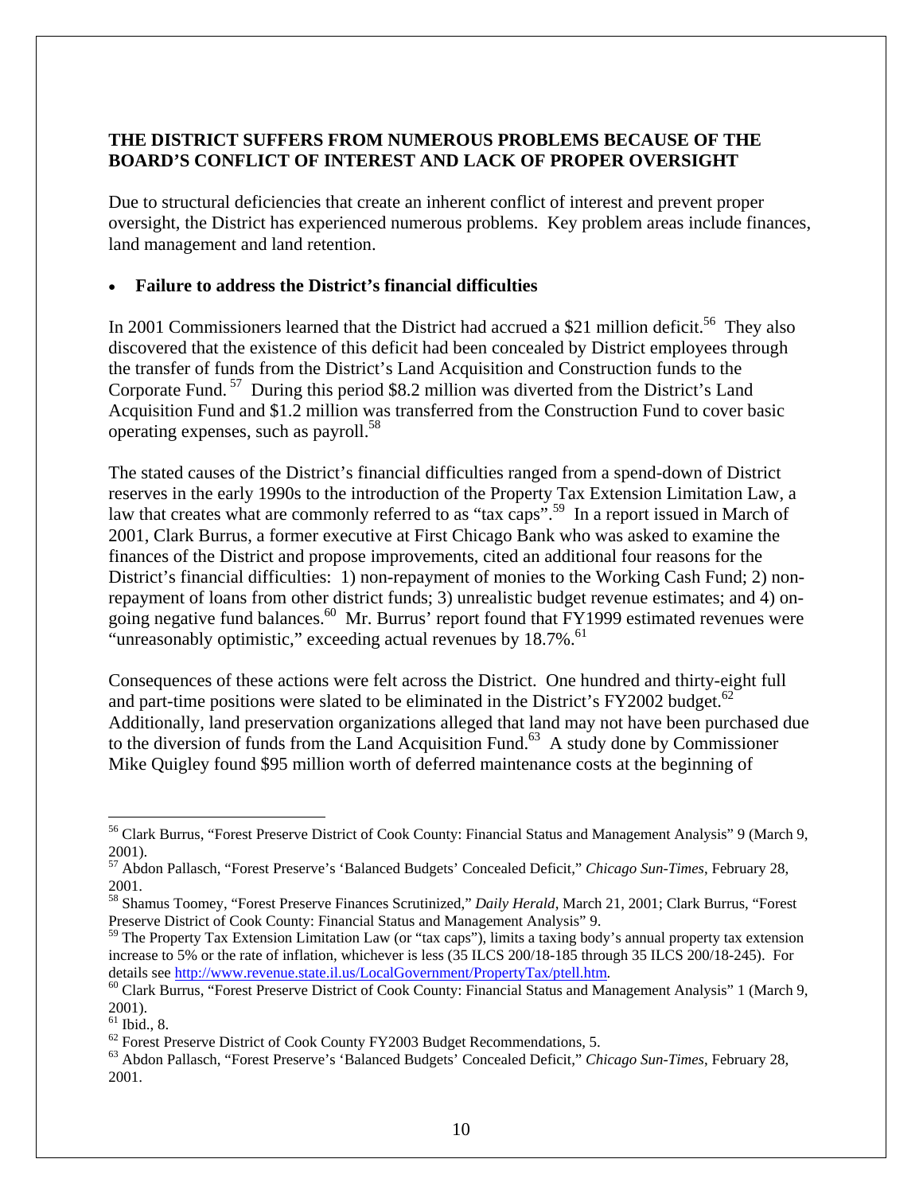**THE DISTRICT SUFFERS FROM NUMEROUS PROBLEMS BECAUSE OF THE BOARD'S CONFLICT OF INTEREST AND LACK OF PROPER OVERSIGHT**

Due to structural deficiencies that create an inherent conflict of interest and prevent proper oversight, the District has experienced numerous problems. Key problem areas include finances, land management and land retention.

- **Failure to address the District's financial difficulties**

In 2001 Commissioners learned that the District had accrued a $21 million deficit.[56] They also discovered that the existence of this deficit had been concealed by District employees through the transfer of funds from the District's Land Acquisition and Construction funds to the Corporate Fund.[57] During this period $8.2 million was diverted from the District's Land Acquisition Fund and $1.2 million was transferred from the Construction Fund to cover basic operating expenses, such as payroll.[58]

The stated causes of the District's financial difficulties ranged from a spend-down of District reserves in the early 1990s to the introduction of the Property Tax Extension Limitation Law, a law that creates what are commonly referred to as "tax caps".[59] In a report issued in March of 2001, Clark Burrus, a former executive at First Chicago Bank who was asked to examine the finances of the District and propose improvements, cited an additional four reasons for the District's financial difficulties: 1) non-repayment of monies to the Working Cash Fund; 2) non-repayment of loans from other district funds; 3) unrealistic budget revenue estimates; and 4) on-going negative fund balances.[60] Mr. Burrus' report found that FY1999 estimated revenues were "unreasonably optimistic," exceeding actual revenues by 18.7%.[61]

Consequences of these actions were felt across the District. One hundred and thirty-eight full and part-time positions were slated to be eliminated in the District's FY2002 budget.[62] Additionally, land preservation organizations alleged that land may not have been purchased due to the diversion of funds from the Land Acquisition Fund.[63] A study done by Commissioner Mike Quigley found $95 million worth of deferred maintenance costs at the beginning of

---

[56] Clark Burrus, "Forest Preserve District of Cook County: Financial Status and Management Analysis" 9 (March 9, 2001).

[57] Abdon Pallasch, "Forest Preserve's 'Balanced Budgets' Concealed Deficit," *Chicago Sun-Times*, February 28, 2001.

[58] Shamus Toomey, "Forest Preserve Finances Scrutinized," *Daily Herald*, March 21, 2001; Clark Burrus, "Forest Preserve District of Cook County: Financial Status and Management Analysis" 9.

[59] The Property Tax Extension Limitation Law (or "tax caps"), limits a taxing body's annual property tax extension increase to 5% or the rate of inflation, whichever is less (35 ILCS 200/18-185 through 35 ILCS 200/18-245). For details see http://www.revenue.state.il.us/LocalGovernment/PropertyTax/ptell.htm.

[60] Clark Burrus, "Forest Preserve District of Cook County: Financial Status and Management Analysis" 1 (March 9, 2001).

[61] Ibid., 8.

[62] Forest Preserve District of Cook County FY2003 Budget Recommendations, 5.

[63] Abdon Pallasch, "Forest Preserve's 'Balanced Budgets' Concealed Deficit," *Chicago Sun-Times*, February 28, 2001.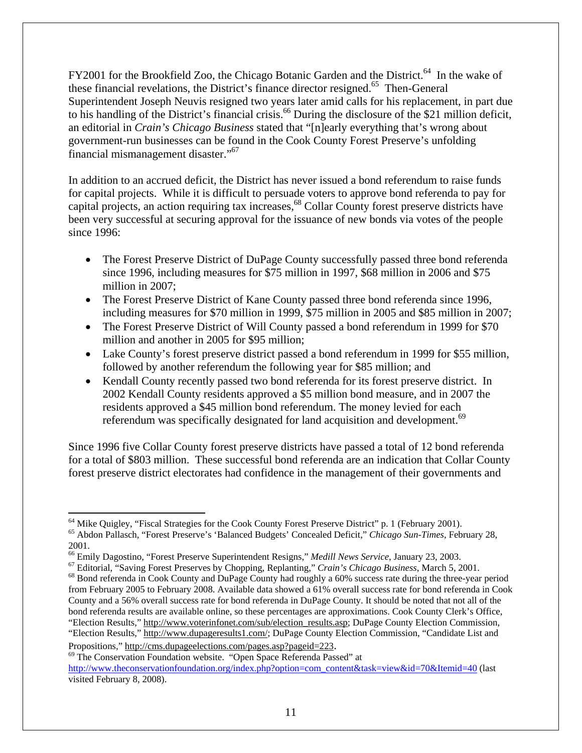FY2001 for the Brookfield Zoo, the Chicago Botanic Garden and the District.[64] In the wake of these financial revelations, the District's finance director resigned.[65] Then-General Superintendent Joseph Neuvis resigned two years later amid calls for his replacement, in part due to his handling of the District's financial crisis.[66] During the disclosure of the $21 million deficit, an editorial in *Crain's Chicago Business* stated that "[n]early everything that's wrong about government-run businesses can be found in the Cook County Forest Preserve's unfolding financial mismanagement disaster."[67]

In addition to an accrued deficit, the District has never issued a bond referendum to raise funds for capital projects. While it is difficult to persuade voters to approve bond referenda to pay for capital projects, an action requiring tax increases,[68] Collar County forest preserve districts have been very successful at securing approval for the issuance of new bonds via votes of the people since 1996:

- The Forest Preserve District of DuPage County successfully passed three bond referenda since 1996, including measures for $75 million in 1997, $68 million in 2006 and $75 million in 2007;
- The Forest Preserve District of Kane County passed three bond referenda since 1996, including measures for $70 million in 1999, $75 million in 2005 and $85 million in 2007;
- The Forest Preserve District of Will County passed a bond referendum in 1999 for $70 million and another in 2005 for $95 million;
- Lake County's forest preserve district passed a bond referendum in 1999 for $55 million, followed by another referendum the following year for $85 million; and
- Kendall County recently passed two bond referenda for its forest preserve district. In 2002 Kendall County residents approved a $5 million bond measure, and in 2007 the residents approved a $45 million bond referendum. The money levied for each referendum was specifically designated for land acquisition and development.[69]

Since 1996 five Collar County forest preserve districts have passed a total of 12 bond referenda for a total of $803 million. These successful bond referenda are an indication that Collar County forest preserve district electorates had confidence in the management of their governments and

---

[64] Mike Quigley, "Fiscal Strategies for the Cook County Forest Preserve District" p. 1 (February 2001).

[65] Abdon Pallasch, "Forest Preserve's 'Balanced Budgets' Concealed Deficit," *Chicago Sun-Times*, February 28, 2001.

[66] Emily Dagostino, "Forest Preserve Superintendent Resigns," *Medill News Service*, January 23, 2003.

[67] Editorial, "Saving Forest Preserves by Chopping, Replanting," *Crain's Chicago Business*, March 5, 2001.

[68] Bond referenda in Cook County and DuPage County had roughly a 60% success rate during the three-year period from February 2005 to February 2008. Available data showed a 61% overall success rate for bond referenda in Cook County and a 56% overall success rate for bond referenda in DuPage County. It should be noted that not all of the bond referenda results are available online, so these percentages are approximations. Cook County Clerk's Office, "Election Results," http://www.voterinfonet.com/sub/election_results.asp; DuPage County Election Commission, "Election Results," http://www.dupageresults1.com/; DuPage County Election Commission, "Candidate List and Propositions," http://cms.dupageelections.com/pages.asp?pageid=223.

[69] The Conservation Foundation website. "Open Space Referenda Passed" at http://www.theconservationfoundation.org/index.php?option=com_content&task=view&id=70&Itemid=40 (last visited February 8, 2008).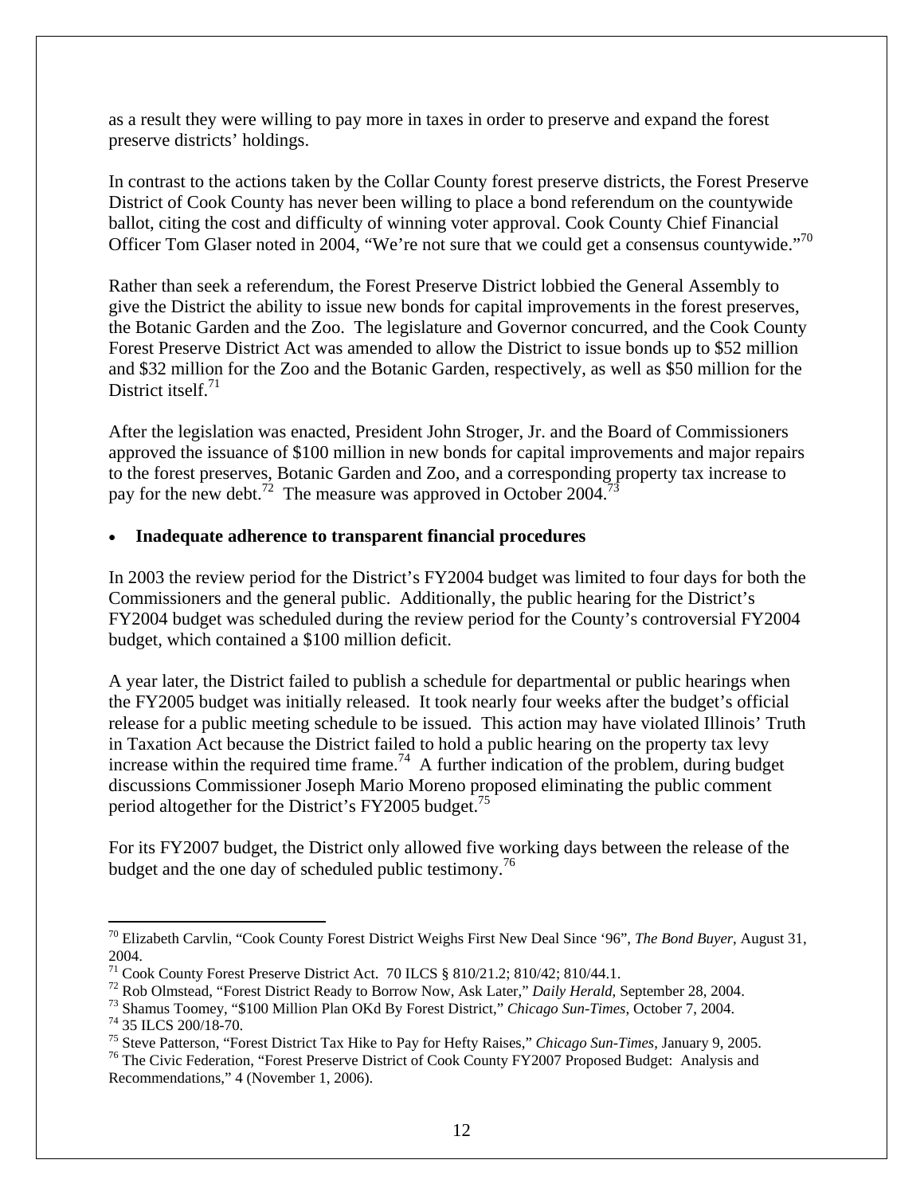as a result they were willing to pay more in taxes in order to preserve and expand the forest preserve districts' holdings.

In contrast to the actions taken by the Collar County forest preserve districts, the Forest Preserve District of Cook County has never been willing to place a bond referendum on the countywide ballot, citing the cost and difficulty of winning voter approval. Cook County Chief Financial Officer Tom Glaser noted in 2004, "We're not sure that we could get a consensus countywide."[70]

Rather than seek a referendum, the Forest Preserve District lobbied the General Assembly to give the District the ability to issue new bonds for capital improvements in the forest preserves, the Botanic Garden and the Zoo. The legislature and Governor concurred, and the Cook County Forest Preserve District Act was amended to allow the District to issue bonds up to $52 million and $32 million for the Zoo and the Botanic Garden, respectively, as well as $50 million for the District itself.[71]

After the legislation was enacted, President John Stroger, Jr. and the Board of Commissioners approved the issuance of $100 million in new bonds for capital improvements and major repairs to the forest preserves, Botanic Garden and Zoo, and a corresponding property tax increase to pay for the new debt.[72] The measure was approved in October 2004.[73]

- **Inadequate adherence to transparent financial procedures**

In 2003 the review period for the District's FY2004 budget was limited to four days for both the Commissioners and the general public. Additionally, the public hearing for the District's FY2004 budget was scheduled during the review period for the County's controversial FY2004 budget, which contained a $100 million deficit.

A year later, the District failed to publish a schedule for departmental or public hearings when the FY2005 budget was initially released. It took nearly four weeks after the budget's official release for a public meeting schedule to be issued. This action may have violated Illinois' Truth in Taxation Act because the District failed to hold a public hearing on the property tax levy increase within the required time frame.[74] A further indication of the problem, during budget discussions Commissioner Joseph Mario Moreno proposed eliminating the public comment period altogether for the District's FY2005 budget.[75]

For its FY2007 budget, the District only allowed five working days between the release of the budget and the one day of scheduled public testimony.[76]

---

[70] Elizabeth Carvlin, "Cook County Forest District Weighs First New Deal Since '96", *The Bond Buyer*, August 31, 2004.

[71] Cook County Forest Preserve District Act. 70 ILCS § 810/21.2; 810/42; 810/44.1.

[72] Rob Olmstead, "Forest District Ready to Borrow Now, Ask Later," *Daily Herald*, September 28, 2004.

[73] Shamus Toomey, "$100 Million Plan OKd By Forest District," *Chicago Sun-Times*, October 7, 2004.

[74] 35 ILCS 200/18-70.

[75] Steve Patterson, "Forest District Tax Hike to Pay for Hefty Raises," *Chicago Sun-Times*, January 9, 2005.

[76] The Civic Federation, "Forest Preserve District of Cook County FY2007 Proposed Budget: Analysis and Recommendations," 4 (November 1, 2006).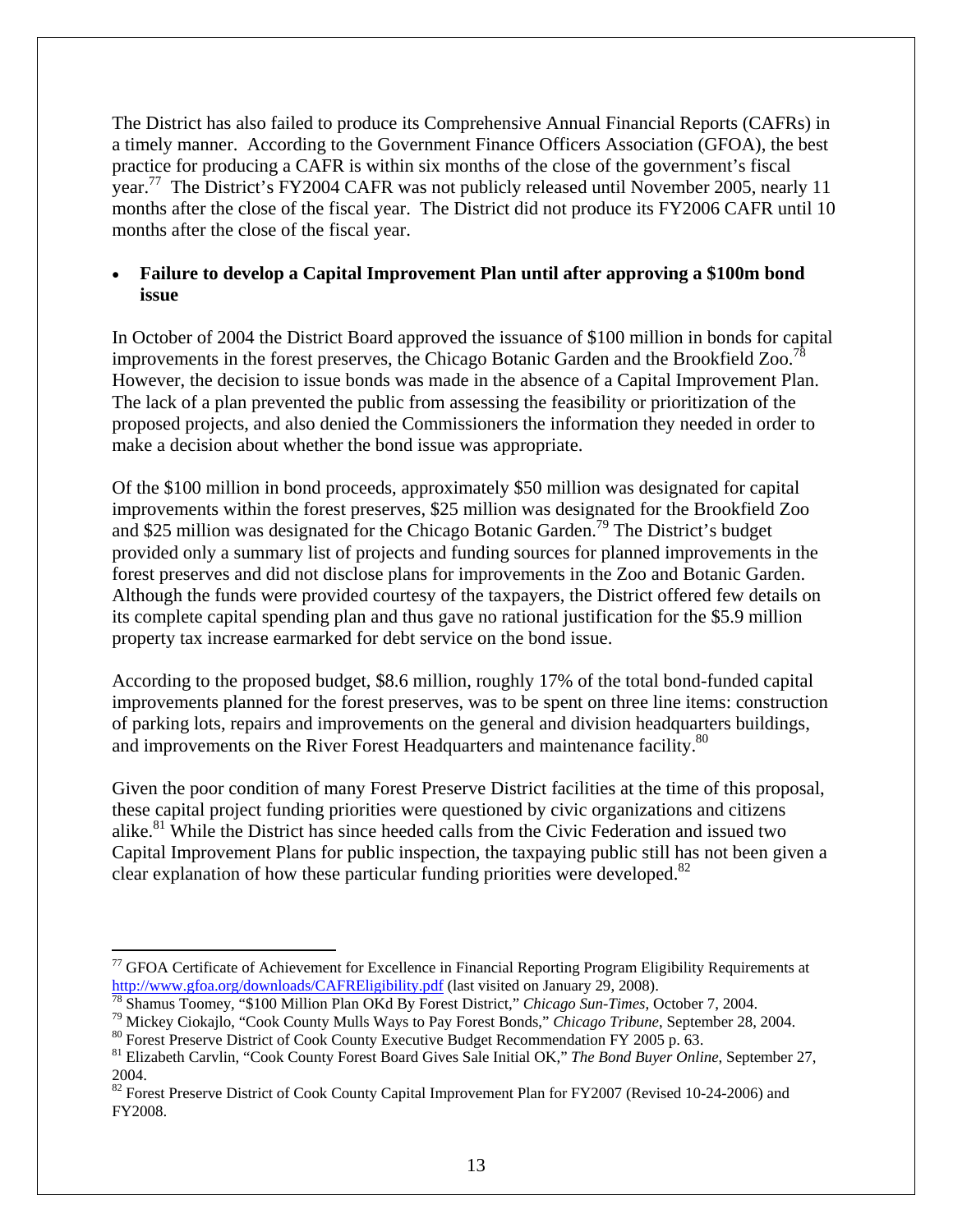The District has also failed to produce its Comprehensive Annual Financial Reports (CAFRs) in a timely manner. According to the Government Finance Officers Association (GFOA), the best practice for producing a CAFR is within six months of the close of the government's fiscal year.[77] The District's FY2004 CAFR was not publicly released until November 2005, nearly 11 months after the close of the fiscal year. The District did not produce its FY2006 CAFR until 10 months after the close of the fiscal year.

- **Failure to develop a Capital Improvement Plan until after approving a $100m bond issue**

In October of 2004 the District Board approved the issuance of $100 million in bonds for capital improvements in the forest preserves, the Chicago Botanic Garden and the Brookfield Zoo.[78] However, the decision to issue bonds was made in the absence of a Capital Improvement Plan. The lack of a plan prevented the public from assessing the feasibility or prioritization of the proposed projects, and also denied the Commissioners the information they needed in order to make a decision about whether the bond issue was appropriate.

Of the $100 million in bond proceeds, approximately $50 million was designated for capital improvements within the forest preserves, $25 million was designated for the Brookfield Zoo and $25 million was designated for the Chicago Botanic Garden.[79] The District's budget provided only a summary list of projects and funding sources for planned improvements in the forest preserves and did not disclose plans for improvements in the Zoo and Botanic Garden. Although the funds were provided courtesy of the taxpayers, the District offered few details on its complete capital spending plan and thus gave no rational justification for the $5.9 million property tax increase earmarked for debt service on the bond issue.

According to the proposed budget, $8.6 million, roughly 17% of the total bond-funded capital improvements planned for the forest preserves, was to be spent on three line items: construction of parking lots, repairs and improvements on the general and division headquarters buildings, and improvements on the River Forest Headquarters and maintenance facility.[80]

Given the poor condition of many Forest Preserve District facilities at the time of this proposal, these capital project funding priorities were questioned by civic organizations and citizens alike.[81] While the District has since heeded calls from the Civic Federation and issued two Capital Improvement Plans for public inspection, the taxpaying public still has not been given a clear explanation of how these particular funding priorities were developed.[82]

---

[77] GFOA Certificate of Achievement for Excellence in Financial Reporting Program Eligibility Requirements at http://www.gfoa.org/downloads/CAFREligibility.pdf (last visited on January 29, 2008).

[78] Shamus Toomey, "$100 Million Plan OKd By Forest District," *Chicago Sun-Times*, October 7, 2004.

[79] Mickey Ciokajlo, "Cook County Mulls Ways to Pay Forest Bonds," *Chicago Tribune*, September 28, 2004.

[80] Forest Preserve District of Cook County Executive Budget Recommendation FY 2005 p. 63.

[81] Elizabeth Carvlin, "Cook County Forest Board Gives Sale Initial OK," *The Bond Buyer Online*, September 27, 2004.

[82] Forest Preserve District of Cook County Capital Improvement Plan for FY2007 (Revised 10-24-2006) and FY2008.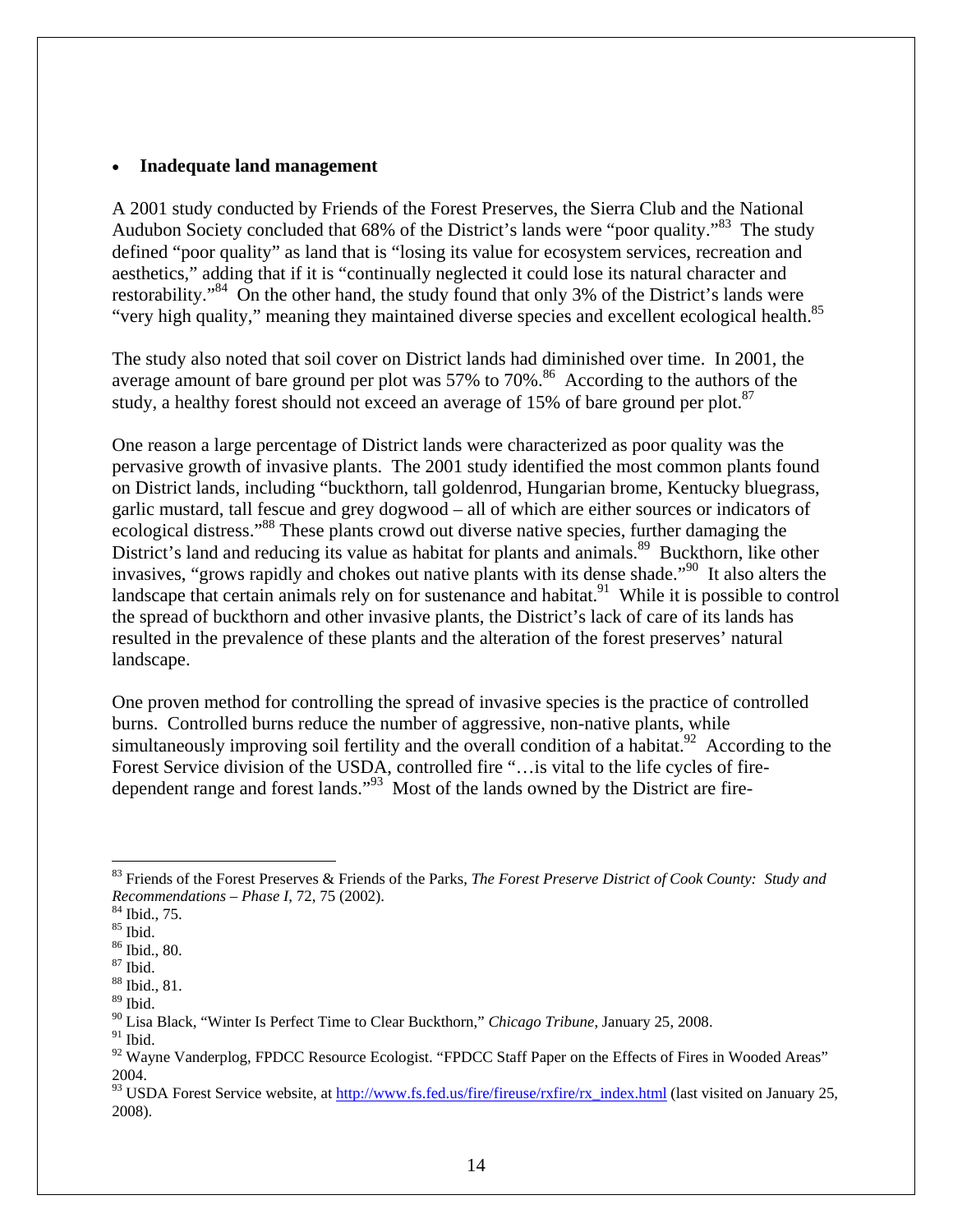- **Inadequate land management**

A 2001 study conducted by Friends of the Forest Preserves, the Sierra Club and the National Audubon Society concluded that 68% of the District's lands were "poor quality."[83] The study defined "poor quality" as land that is "losing its value for ecosystem services, recreation and aesthetics," adding that if it is "continually neglected it could lose its natural character and restorability."[84] On the other hand, the study found that only 3% of the District's lands were "very high quality," meaning they maintained diverse species and excellent ecological health.[85]

The study also noted that soil cover on District lands had diminished over time. In 2001, the average amount of bare ground per plot was 57% to 70%.[86] According to the authors of the study, a healthy forest should not exceed an average of 15% of bare ground per plot.[87]

One reason a large percentage of District lands were characterized as poor quality was the pervasive growth of invasive plants. The 2001 study identified the most common plants found on District lands, including "buckthorn, tall goldenrod, Hungarian brome, Kentucky bluegrass, garlic mustard, tall fescue and grey dogwood – all of which are either sources or indicators of ecological distress."[88] These plants crowd out diverse native species, further damaging the District's land and reducing its value as habitat for plants and animals.[89] Buckthorn, like other invasives, "grows rapidly and chokes out native plants with its dense shade."[90] It also alters the landscape that certain animals rely on for sustenance and habitat.[91] While it is possible to control the spread of buckthorn and other invasive plants, the District's lack of care of its lands has resulted in the prevalence of these plants and the alteration of the forest preserves' natural landscape.

One proven method for controlling the spread of invasive species is the practice of controlled burns. Controlled burns reduce the number of aggressive, non-native plants, while simultaneously improving soil fertility and the overall condition of a habitat.[92] According to the Forest Service division of the USDA, controlled fire "…is vital to the life cycles of fire-dependent range and forest lands."[93] Most of the lands owned by the District are fire-

---

[83] Friends of the Forest Preserves & Friends of the Parks, *The Forest Preserve District of Cook County: Study and Recommendations – Phase I*, 72, 75 (2002).

[84] Ibid., 75.

[85] Ibid.

[86] Ibid., 80.

[87] Ibid.

[88] Ibid., 81.

[89] Ibid.

[90] Lisa Black, "Winter Is Perfect Time to Clear Buckthorn," *Chicago Tribune*, January 25, 2008.

[91] Ibid.

[92] Wayne Vanderplog, FPDCC Resource Ecologist. "FPDCC Staff Paper on the Effects of Fires in Wooded Areas" 2004.

[93] USDA Forest Service website, at http://www.fs.fed.us/fire/fireuse/rxfire/rx_index.html (last visited on January 25, 2008).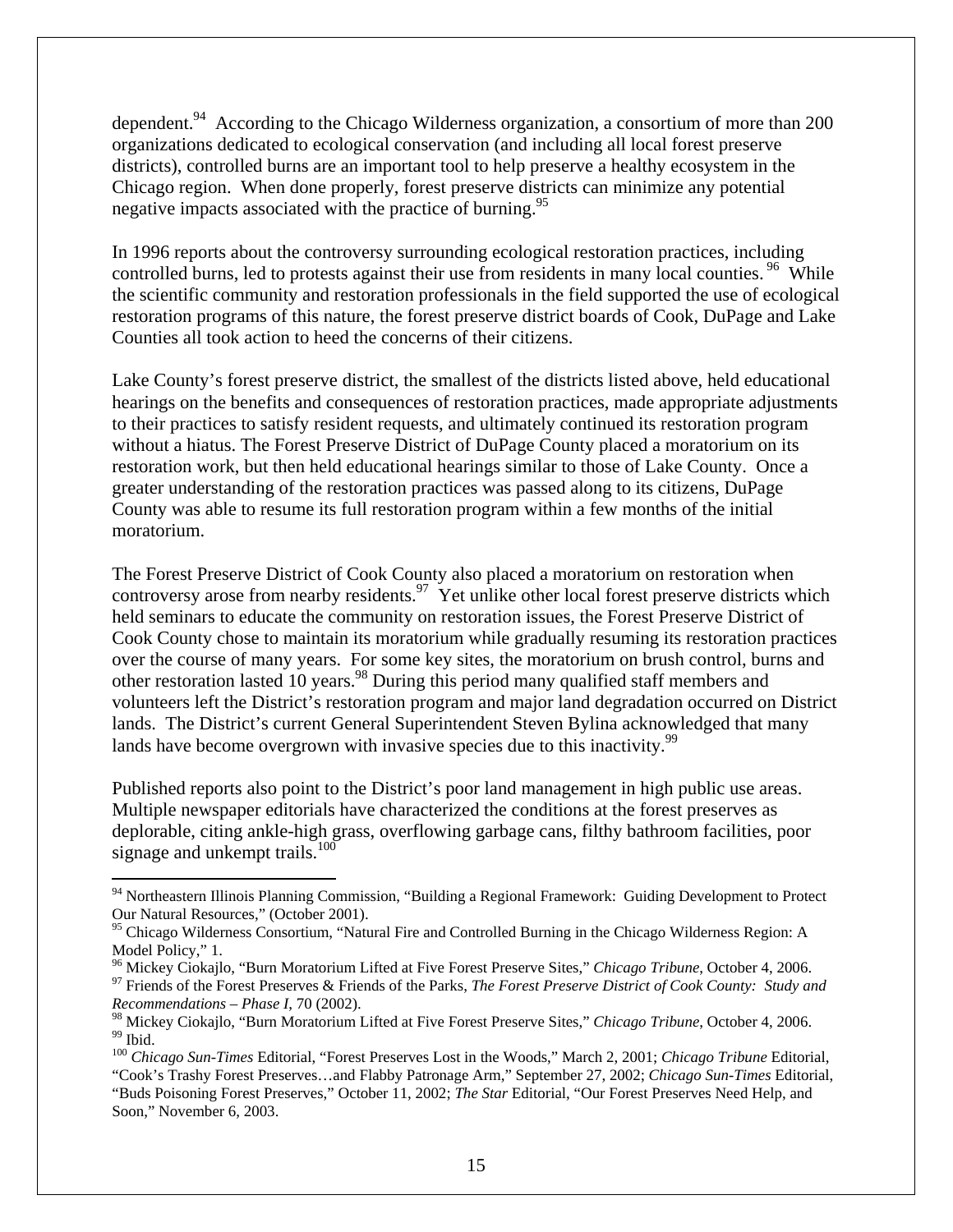dependent.[94] According to the Chicago Wilderness organization, a consortium of more than 200 organizations dedicated to ecological conservation (and including all local forest preserve districts), controlled burns are an important tool to help preserve a healthy ecosystem in the Chicago region. When done properly, forest preserve districts can minimize any potential negative impacts associated with the practice of burning.[95]

In 1996 reports about the controversy surrounding ecological restoration practices, including controlled burns, led to protests against their use from residents in many local counties.[96] While the scientific community and restoration professionals in the field supported the use of ecological restoration programs of this nature, the forest preserve district boards of Cook, DuPage and Lake Counties all took action to heed the concerns of their citizens.

Lake County's forest preserve district, the smallest of the districts listed above, held educational hearings on the benefits and consequences of restoration practices, made appropriate adjustments to their practices to satisfy resident requests, and ultimately continued its restoration program without a hiatus. The Forest Preserve District of DuPage County placed a moratorium on its restoration work, but then held educational hearings similar to those of Lake County. Once a greater understanding of the restoration practices was passed along to its citizens, DuPage County was able to resume its full restoration program within a few months of the initial moratorium.

The Forest Preserve District of Cook County also placed a moratorium on restoration when controversy arose from nearby residents.[97] Yet unlike other local forest preserve districts which held seminars to educate the community on restoration issues, the Forest Preserve District of Cook County chose to maintain its moratorium while gradually resuming its restoration practices over the course of many years. For some key sites, the moratorium on brush control, burns and other restoration lasted 10 years.[98] During this period many qualified staff members and volunteers left the District's restoration program and major land degradation occurred on District lands. The District's current General Superintendent Steven Bylina acknowledged that many lands have become overgrown with invasive species due to this inactivity.[99]

Published reports also point to the District's poor land management in high public use areas. Multiple newspaper editorials have characterized the conditions at the forest preserves as deplorable, citing ankle-high grass, overflowing garbage cans, filthy bathroom facilities, poor signage and unkempt trails.[100]

---

[94] Northeastern Illinois Planning Commission, "Building a Regional Framework: Guiding Development to Protect Our Natural Resources," (October 2001).

[95] Chicago Wilderness Consortium, "Natural Fire and Controlled Burning in the Chicago Wilderness Region: A Model Policy," 1.

[96] Mickey Ciokajlo, "Burn Moratorium Lifted at Five Forest Preserve Sites," *Chicago Tribune*, October 4, 2006.

[97] Friends of the Forest Preserves & Friends of the Parks, *The Forest Preserve District of Cook County: Study and Recommendations – Phase I*, 70 (2002).

[98] Mickey Ciokajlo, "Burn Moratorium Lifted at Five Forest Preserve Sites," *Chicago Tribune*, October 4, 2006.

[99] Ibid.

[100] *Chicago Sun-Times* Editorial, "Forest Preserves Lost in the Woods," March 2, 2001; *Chicago Tribune* Editorial, "Cook's Trashy Forest Preserves…and Flabby Patronage Arm," September 27, 2002; *Chicago Sun-Times* Editorial, "Buds Poisoning Forest Preserves," October 11, 2002; *The Star* Editorial, "Our Forest Preserves Need Help, and Soon," November 6, 2003.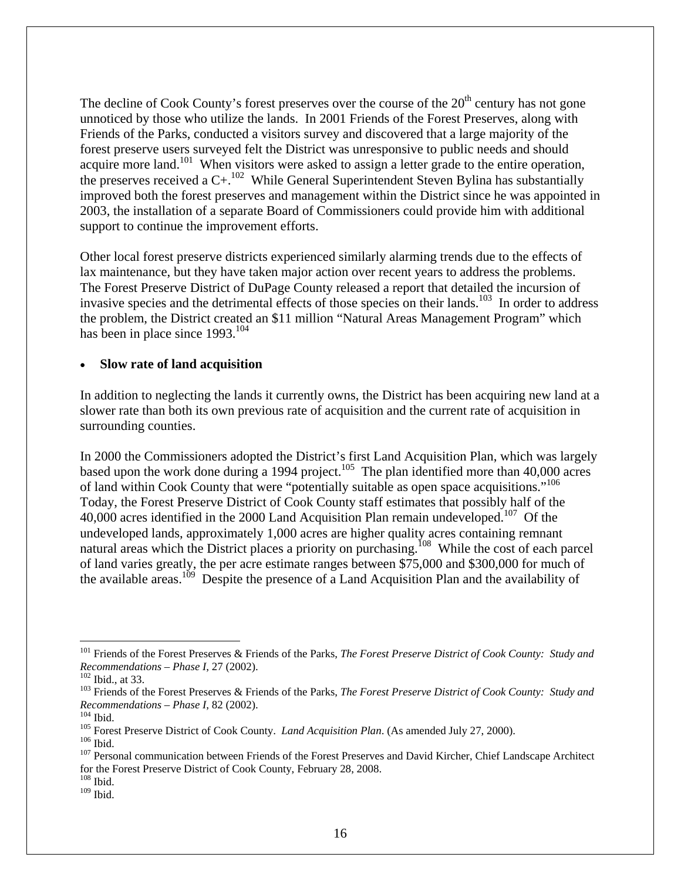The decline of Cook County's forest preserves over the course of the 20th century has not gone unnoticed by those who utilize the lands. In 2001 Friends of the Forest Preserves, along with Friends of the Parks, conducted a visitors survey and discovered that a large majority of the forest preserve users surveyed felt the District was unresponsive to public needs and should acquire more land.[101] When visitors were asked to assign a letter grade to the entire operation, the preserves received a C+.[102] While General Superintendent Steven Bylina has substantially improved both the forest preserves and management within the District since he was appointed in 2003, the installation of a separate Board of Commissioners could provide him with additional support to continue the improvement efforts.

Other local forest preserve districts experienced similarly alarming trends due to the effects of lax maintenance, but they have taken major action over recent years to address the problems. The Forest Preserve District of DuPage County released a report that detailed the incursion of invasive species and the detrimental effects of those species on their lands.[103] In order to address the problem, the District created an $11 million "Natural Areas Management Program" which has been in place since 1993.[104]

- **Slow rate of land acquisition**

In addition to neglecting the lands it currently owns, the District has been acquiring new land at a slower rate than both its own previous rate of acquisition and the current rate of acquisition in surrounding counties.

In 2000 the Commissioners adopted the District's first Land Acquisition Plan, which was largely based upon the work done during a 1994 project.[105] The plan identified more than 40,000 acres of land within Cook County that were "potentially suitable as open space acquisitions."[106] Today, the Forest Preserve District of Cook County staff estimates that possibly half of the 40,000 acres identified in the 2000 Land Acquisition Plan remain undeveloped.[107] Of the undeveloped lands, approximately 1,000 acres are higher quality acres containing remnant natural areas which the District places a priority on purchasing.[108] While the cost of each parcel of land varies greatly, the per acre estimate ranges between $75,000 and $300,000 for much of the available areas.[109] Despite the presence of a Land Acquisition Plan and the availability of

---

[101] Friends of the Forest Preserves & Friends of the Parks, *The Forest Preserve District of Cook County: Study and Recommendations – Phase I*, 27 (2002).

[102] Ibid., at 33.

[103] Friends of the Forest Preserves & Friends of the Parks, *The Forest Preserve District of Cook County: Study and Recommendations – Phase I*, 82 (2002).

[104] Ibid.

[105] Forest Preserve District of Cook County. *Land Acquisition Plan*. (As amended July 27, 2000).

[106] Ibid.

[107] Personal communication between Friends of the Forest Preserves and David Kircher, Chief Landscape Architect for the Forest Preserve District of Cook County, February 28, 2008.

[108] Ibid.

[109] Ibid.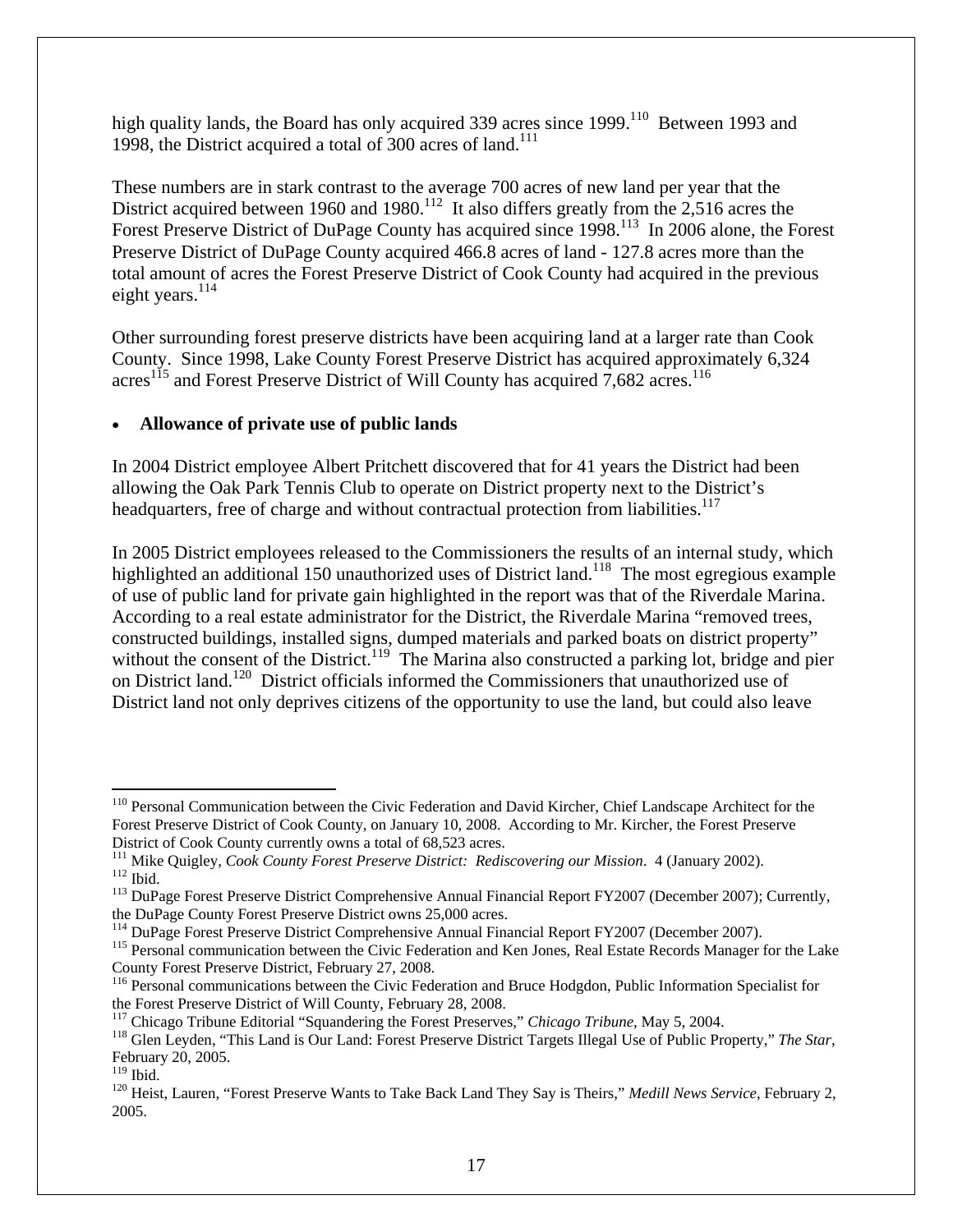high quality lands, the Board has only acquired 339 acres since 1999.[110] Between 1993 and 1998, the District acquired a total of 300 acres of land.[111]

These numbers are in stark contrast to the average 700 acres of new land per year that the District acquired between 1960 and 1980.[112] It also differs greatly from the 2,516 acres the Forest Preserve District of DuPage County has acquired since 1998.[113] In 2006 alone, the Forest Preserve District of DuPage County acquired 466.8 acres of land - 127.8 acres more than the total amount of acres the Forest Preserve District of Cook County had acquired in the previous eight years.[114]

Other surrounding forest preserve districts have been acquiring land at a larger rate than Cook County. Since 1998, Lake County Forest Preserve District has acquired approximately 6,324 acres[115] and Forest Preserve District of Will County has acquired 7,682 acres.[116]

- **Allowance of private use of public lands**

In 2004 District employee Albert Pritchett discovered that for 41 years the District had been allowing the Oak Park Tennis Club to operate on District property next to the District's headquarters, free of charge and without contractual protection from liabilities.[117]

In 2005 District employees released to the Commissioners the results of an internal study, which highlighted an additional 150 unauthorized uses of District land.[118] The most egregious example of use of public land for private gain highlighted in the report was that of the Riverdale Marina. According to a real estate administrator for the District, the Riverdale Marina "removed trees, constructed buildings, installed signs, dumped materials and parked boats on district property" without the consent of the District.[119] The Marina also constructed a parking lot, bridge and pier on District land.[120] District officials informed the Commissioners that unauthorized use of District land not only deprives citizens of the opportunity to use the land, but could also leave

---

[110] Personal Communication between the Civic Federation and David Kircher, Chief Landscape Architect for the Forest Preserve District of Cook County, on January 10, 2008. According to Mr. Kircher, the Forest Preserve District of Cook County currently owns a total of 68,523 acres.

[111] Mike Quigley, *Cook County Forest Preserve District: Rediscovering our Mission*. 4 (January 2002).

[112] Ibid.

[113] DuPage Forest Preserve District Comprehensive Annual Financial Report FY2007 (December 2007); Currently, the DuPage County Forest Preserve District owns 25,000 acres.

[114] DuPage Forest Preserve District Comprehensive Annual Financial Report FY2007 (December 2007).

[115] Personal communication between the Civic Federation and Ken Jones, Real Estate Records Manager for the Lake County Forest Preserve District, February 27, 2008.

[116] Personal communications between the Civic Federation and Bruce Hodgdon, Public Information Specialist for the Forest Preserve District of Will County, February 28, 2008.

[117] Chicago Tribune Editorial "Squandering the Forest Preserves," *Chicago Tribune*, May 5, 2004.

[118] Glen Leyden, "This Land is Our Land: Forest Preserve District Targets Illegal Use of Public Property," *The Star*, February 20, 2005.

[119] Ibid.

[120] Heist, Lauren, "Forest Preserve Wants to Take Back Land They Say is Theirs," *Medill News Service*, February 2, 2005.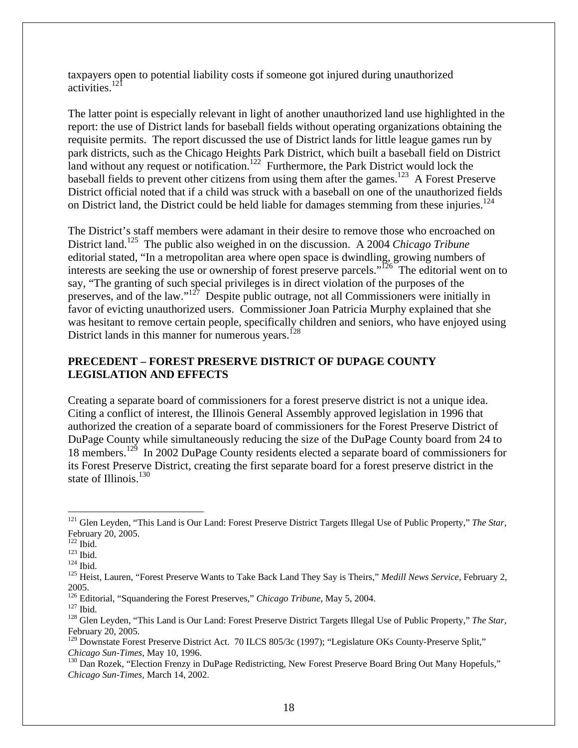taxpayers open to potential liability costs if someone got injured during unauthorized activities.[121]

The latter point is especially relevant in light of another unauthorized land use highlighted in the report: the use of District lands for baseball fields without operating organizations obtaining the requisite permits. The report discussed the use of District lands for little league games run by park districts, such as the Chicago Heights Park District, which built a baseball field on District land without any request or notification.[122] Furthermore, the Park District would lock the baseball fields to prevent other citizens from using them after the games.[123] A Forest Preserve District official noted that if a child was struck with a baseball on one of the unauthorized fields on District land, the District could be held liable for damages stemming from these injuries.[124]

The District's staff members were adamant in their desire to remove those who encroached on District land.[125] The public also weighed in on the discussion. A 2004 *Chicago Tribune* editorial stated, "In a metropolitan area where open space is dwindling, growing numbers of interests are seeking the use or ownership of forest preserve parcels."[126] The editorial went on to say, "The granting of such special privileges is in direct violation of the purposes of the preserves, and of the law."[127] Despite public outrage, not all Commissioners were initially in favor of evicting unauthorized users. Commissioner Joan Patricia Murphy explained that she was hesitant to remove certain people, specifically children and seniors, who have enjoyed using District lands in this manner for numerous years.[128]

## PRECEDENT – FOREST PRESERVE DISTRICT OF DUPAGE COUNTY LEGISLATION AND EFFECTS

Creating a separate board of commissioners for a forest preserve district is not a unique idea. Citing a conflict of interest, the Illinois General Assembly approved legislation in 1996 that authorized the creation of a separate board of commissioners for the Forest Preserve District of DuPage County while simultaneously reducing the size of the DuPage County board from 24 to 18 members.[129] In 2002 DuPage County residents elected a separate board of commissioners for its Forest Preserve District, creating the first separate board for a forest preserve district in the state of Illinois.[130]

---

[121] Glen Leyden, "This Land is Our Land: Forest Preserve District Targets Illegal Use of Public Property," *The Star*, February 20, 2005.
[122] Ibid.
[123] Ibid.
[124] Ibid.
[125] Heist, Lauren, "Forest Preserve Wants to Take Back Land They Say is Theirs," *Medill News Service*, February 2, 2005.
[126] Editorial, "Squandering the Forest Preserves," *Chicago Tribune*, May 5, 2004.
[127] Ibid.
[128] Glen Leyden, "This Land is Our Land: Forest Preserve District Targets Illegal Use of Public Property," *The Star*, February 20, 2005.
[129] Downstate Forest Preserve District Act. 70 ILCS 805/3c (1997); "Legislature OKs County-Preserve Split," *Chicago Sun-Times*, May 10, 1996.
[130] Dan Rozek, "Election Frenzy in DuPage Redistricting, New Forest Preserve Board Bring Out Many Hopefuls," *Chicago Sun-Times*, March 14, 2002.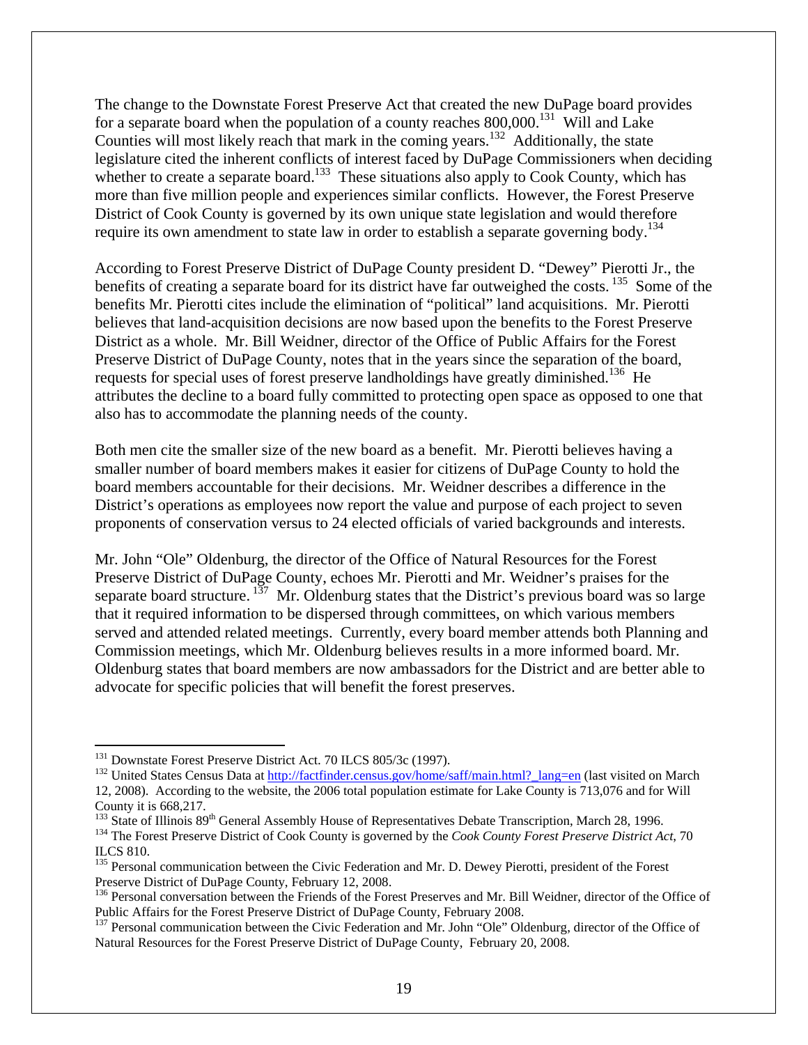The change to the Downstate Forest Preserve Act that created the new DuPage board provides for a separate board when the population of a county reaches 800,000.[131] Will and Lake Counties will most likely reach that mark in the coming years.[132] Additionally, the state legislature cited the inherent conflicts of interest faced by DuPage Commissioners when deciding whether to create a separate board.[133] These situations also apply to Cook County, which has more than five million people and experiences similar conflicts. However, the Forest Preserve District of Cook County is governed by its own unique state legislation and would therefore require its own amendment to state law in order to establish a separate governing body.[134]

According to Forest Preserve District of DuPage County president D. "Dewey" Pierotti Jr., the benefits of creating a separate board for its district have far outweighed the costs.[135] Some of the benefits Mr. Pierotti cites include the elimination of "political" land acquisitions. Mr. Pierotti believes that land-acquisition decisions are now based upon the benefits to the Forest Preserve District as a whole. Mr. Bill Weidner, director of the Office of Public Affairs for the Forest Preserve District of DuPage County, notes that in the years since the separation of the board, requests for special uses of forest preserve landholdings have greatly diminished.[136] He attributes the decline to a board fully committed to protecting open space as opposed to one that also has to accommodate the planning needs of the county.

Both men cite the smaller size of the new board as a benefit. Mr. Pierotti believes having a smaller number of board members makes it easier for citizens of DuPage County to hold the board members accountable for their decisions. Mr. Weidner describes a difference in the District's operations as employees now report the value and purpose of each project to seven proponents of conservation versus to 24 elected officials of varied backgrounds and interests.

Mr. John "Ole" Oldenburg, the director of the Office of Natural Resources for the Forest Preserve District of DuPage County, echoes Mr. Pierotti and Mr. Weidner's praises for the separate board structure.[137] Mr. Oldenburg states that the District's previous board was so large that it required information to be dispersed through committees, on which various members served and attended related meetings. Currently, every board member attends both Planning and Commission meetings, which Mr. Oldenburg believes results in a more informed board. Mr. Oldenburg states that board members are now ambassadors for the District and are better able to advocate for specific policies that will benefit the forest preserves.

---

[131] Downstate Forest Preserve District Act. 70 ILCS 805/3c (1997).

[132] United States Census Data at http://factfinder.census.gov/home/saff/main.html?_lang=en (last visited on March 12, 2008). According to the website, the 2006 total population estimate for Lake County is 713,076 and for Will County it is 668,217.

[133] State of Illinois 89th General Assembly House of Representatives Debate Transcription, March 28, 1996.

[134] The Forest Preserve District of Cook County is governed by the *Cook County Forest Preserve District Act*, 70 ILCS 810.

[135] Personal communication between the Civic Federation and Mr. D. Dewey Pierotti, president of the Forest Preserve District of DuPage County, February 12, 2008.

[136] Personal conversation between the Friends of the Forest Preserves and Mr. Bill Weidner, director of the Office of Public Affairs for the Forest Preserve District of DuPage County, February 2008.

[137] Personal communication between the Civic Federation and Mr. John "Ole" Oldenburg, director of the Office of Natural Resources for the Forest Preserve District of DuPage County, February 20, 2008.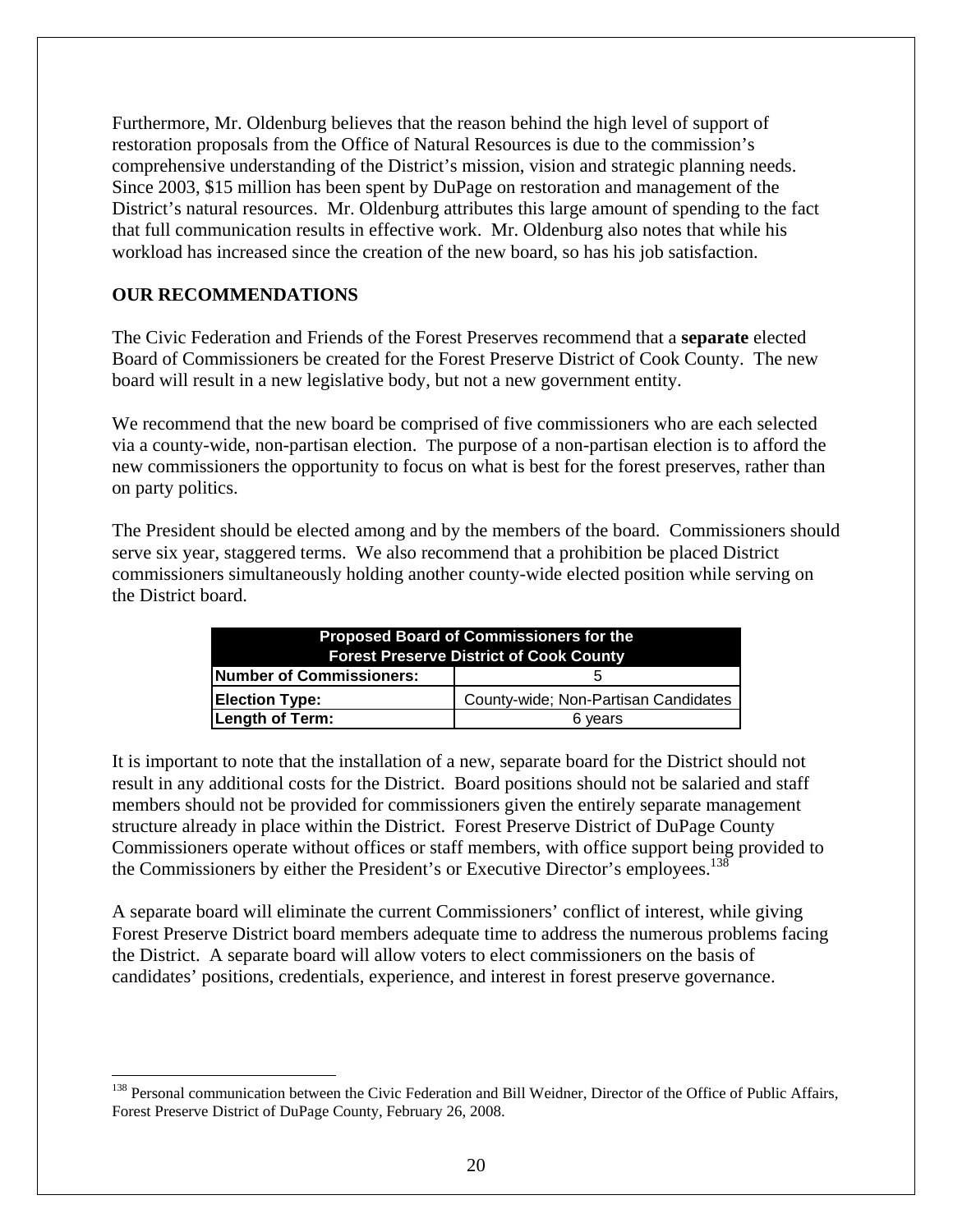Furthermore, Mr. Oldenburg believes that the reason behind the high level of support of restoration proposals from the Office of Natural Resources is due to the commission's comprehensive understanding of the District's mission, vision and strategic planning needs. Since 2003, $15 million has been spent by DuPage on restoration and management of the District's natural resources. Mr. Oldenburg attributes this large amount of spending to the fact that full communication results in effective work. Mr. Oldenburg also notes that while his workload has increased since the creation of the new board, so has his job satisfaction.

**OUR RECOMMENDATIONS**

The Civic Federation and Friends of the Forest Preserves recommend that a **separate** elected Board of Commissioners be created for the Forest Preserve District of Cook County. The new board will result in a new legislative body, but not a new government entity.

We recommend that the new board be comprised of five commissioners who are each selected via a county-wide, non-partisan election. The purpose of a non-partisan election is to afford the new commissioners the opportunity to focus on what is best for the forest preserves, rather than on party politics.

The President should be elected among and by the members of the board. Commissioners should serve six year, staggered terms. We also recommend that a prohibition be placed District commissioners simultaneously holding another county-wide elected position while serving on the District board.

| Proposed Board of Commissioners for the Forest Preserve District of Cook County | |
|---|---|
| **Number of Commissioners:** | 5 |
| **Election Type:** | County-wide; Non-Partisan Candidates |
| **Length of Term:** | 6 years |

It is important to note that the installation of a new, separate board for the District should not result in any additional costs for the District. Board positions should not be salaried and staff members should not be provided for commissioners given the entirely separate management structure already in place within the District. Forest Preserve District of DuPage County Commissioners operate without offices or staff members, with office support being provided to the Commissioners by either the President's or Executive Director's employees.[138]

A separate board will eliminate the current Commissioners' conflict of interest, while giving Forest Preserve District board members adequate time to address the numerous problems facing the District. A separate board will allow voters to elect commissioners on the basis of candidates' positions, credentials, experience, and interest in forest preserve governance.

[138] Personal communication between the Civic Federation and Bill Weidner, Director of the Office of Public Affairs, Forest Preserve District of DuPage County, February 26, 2008.